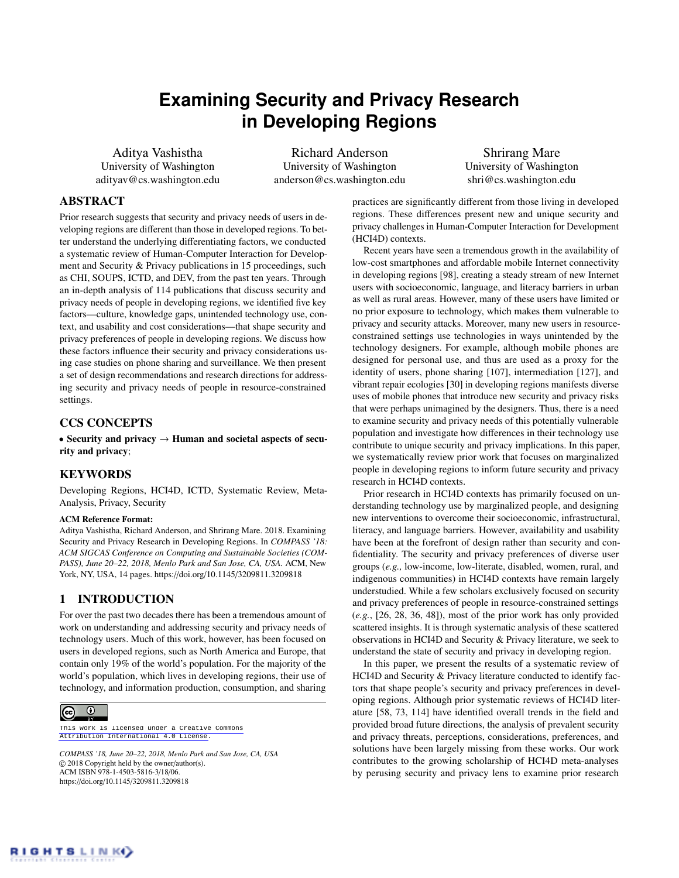# Examining Security and Privacy Research in Developing Regions

Aditya Vashistha
University of Washington
adityav@cs.washington.edu

Richard Anderson
University of Washington
anderson@cs.washington.edu

Shrirang Mare
University of Washington
shri@cs.washington.edu

## ABSTRACT

Prior research suggests that security and privacy needs of users in developing regions are different than those in developed regions. To better understand the underlying differentiating factors, we conducted a systematic review of Human-Computer Interaction for Development and Security & Privacy publications in 15 proceedings, such as CHI, SOUPS, ICTD, and DEV, from the past ten years. Through an in-depth analysis of 114 publications that discuss security and privacy needs of people in developing regions, we identified five key factors—culture, knowledge gaps, unintended technology use, context, and usability and cost considerations—that shape security and privacy preferences of people in developing regions. We discuss how these factors influence their security and privacy considerations using case studies on phone sharing and surveillance. We then present a set of design recommendations and research directions for addressing security and privacy needs of people in resource-constrained settings.

## CCS CONCEPTS

• **Security and privacy** → **Human and societal aspects of security and privacy**;

## KEYWORDS

Developing Regions, HCI4D, ICTD, Systematic Review, Meta-Analysis, Privacy, Security

**ACM Reference Format:**
Aditya Vashistha, Richard Anderson, and Shrirang Mare. 2018. Examining Security and Privacy Research in Developing Regions. In *COMPASS '18: ACM SIGCAS Conference on Computing and Sustainable Societies (COMPASS), June 20–22, 2018, Menlo Park and San Jose, CA, USA.* ACM, New York, NY, USA, 14 pages. https://doi.org/10.1145/3209811.3209818

## 1 INTRODUCTION

For over the past two decades there has been a tremendous amount of work on understanding and addressing security and privacy needs of technology users. Much of this work, however, has been focused on users in developed regions, such as North America and Europe, that contain only 19% of the world's population. For the majority of the world's population, which lives in developing regions, their use of technology, and information production, consumption, and sharing practices are significantly different from those living in developed regions. These differences present new and unique security and privacy challenges in Human-Computer Interaction for Development (HCI4D) contexts.

Recent years have seen a tremendous growth in the availability of low-cost smartphones and affordable mobile Internet connectivity in developing regions [98], creating a steady stream of new Internet users with socioeconomic, language, and literacy barriers in urban as well as rural areas. However, many of these users have limited or no prior exposure to technology, which makes them vulnerable to privacy and security attacks. Moreover, many new users in resource-constrained settings use technologies in ways unintended by the technology designers. For example, although mobile phones are designed for personal use, and thus are used as a proxy for the identity of users, phone sharing [107], intermediation [127], and vibrant repair ecologies [30] in developing regions manifests diverse uses of mobile phones that introduce new security and privacy risks that were perhaps unimagined by the designers. Thus, there is a need to examine security and privacy needs of this potentially vulnerable population and investigate how differences in their technology use contribute to unique security and privacy implications. In this paper, we systematically review prior work that focuses on marginalized people in developing regions to inform future security and privacy research in HCI4D contexts.

Prior research in HCI4D contexts has primarily focused on understanding technology use by marginalized people, and designing new interventions to overcome their socioeconomic, infrastructural, literacy, and language barriers. However, availability and usability have been at the forefront of design rather than security and confidentiality. The security and privacy preferences of diverse user groups (*e.g.,* low-income, low-literate, disabled, women, rural, and indigenous communities) in HCI4D contexts have remain largely understudied. While a few scholars exclusively focused on security and privacy preferences of people in resource-constrained settings (*e.g.*, [26, 28, 36, 48]), most of the prior work has only provided scattered insights. It is through systematic analysis of these scattered observations in HCI4D and Security & Privacy literature, we seek to understand the state of security and privacy in developing region.

In this paper, we present the results of a systematic review of HCI4D and Security & Privacy literature conducted to identify factors that shape people's security and privacy preferences in developing regions. Although prior systematic reviews of HCI4D literature [58, 73, 114] have identified overall trends in the field and provided broad future directions, the analysis of prevalent security and privacy threats, perceptions, considerations, preferences, and solutions have been largely missing from these works. Our work contributes to the growing scholarship of HCI4D meta-analyses by perusing security and privacy lens to examine prior research

This work is licensed under a Creative Commons Attribution International 4.0 License.

*COMPASS '18, June 20–22, 2018, Menlo Park and San Jose, CA, USA*
© 2018 Copyright held by the owner/author(s).
ACM ISBN 978-1-4503-5816-3/18/06.
https://doi.org/10.1145/3209811.3209818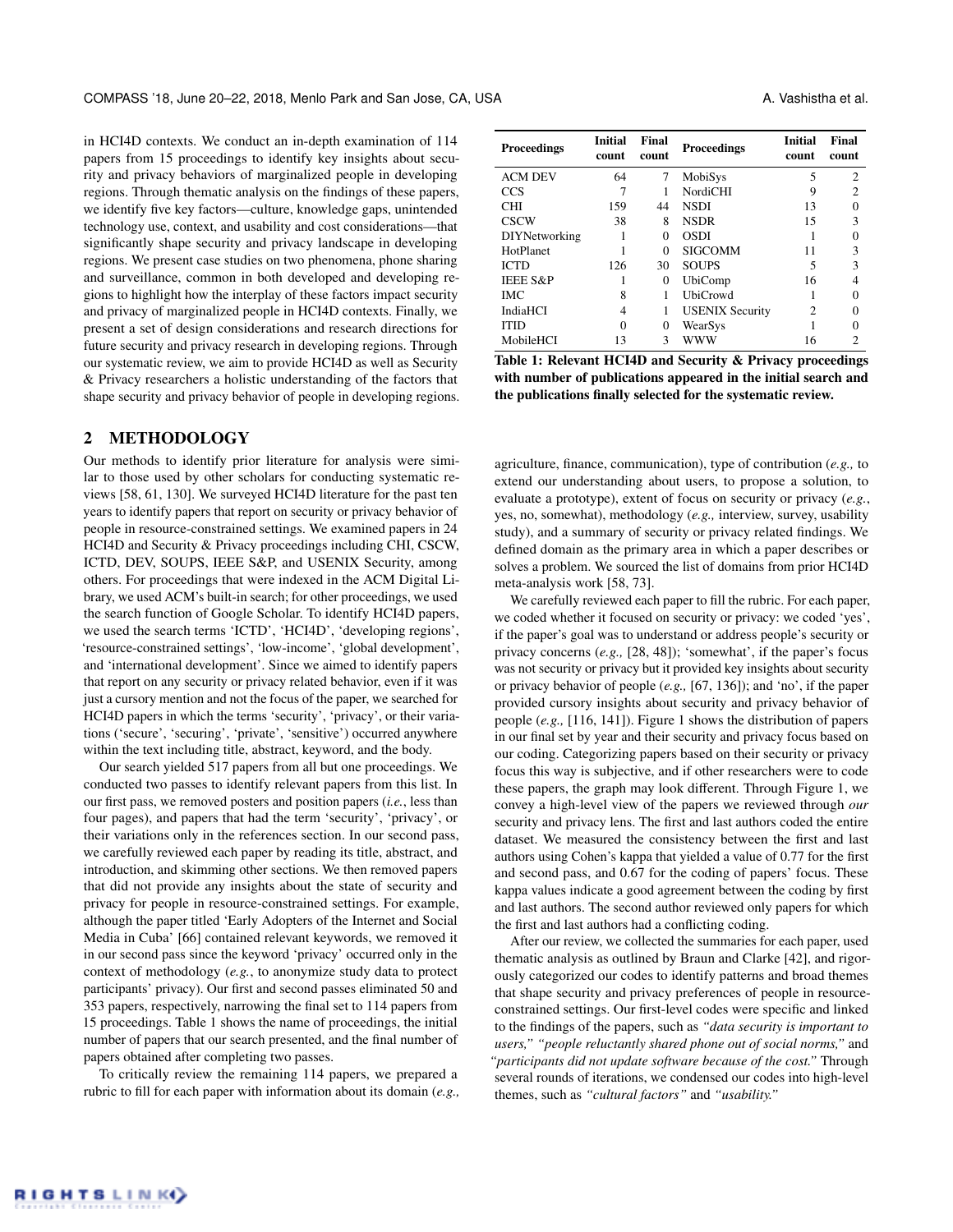in HCI4D contexts. We conduct an in-depth examination of 114 papers from 15 proceedings to identify key insights about security and privacy behaviors of marginalized people in developing regions. Through thematic analysis on the findings of these papers, we identify five key factors—culture, knowledge gaps, unintended technology use, context, and usability and cost considerations—that significantly shape security and privacy landscape in developing regions. We present case studies on two phenomena, phone sharing and surveillance, common in both developed and developing regions to highlight how the interplay of these factors impact security and privacy of marginalized people in HCI4D contexts. Finally, we present a set of design considerations and research directions for future security and privacy research in developing regions. Through our systematic review, we aim to provide HCI4D as well as Security & Privacy researchers a holistic understanding of the factors that shape security and privacy behavior of people in developing regions.

## 2 METHODOLOGY

Our methods to identify prior literature for analysis were similar to those used by other scholars for conducting systematic reviews [58, 61, 130]. We surveyed HCI4D literature for the past ten years to identify papers that report on security or privacy behavior of people in resource-constrained settings. We examined papers in 24 HCI4D and Security & Privacy proceedings including CHI, CSCW, ICTD, DEV, SOUPS, IEEE S&P, and USENIX Security, among others. For proceedings that were indexed in the ACM Digital Library, we used ACM's built-in search; for other proceedings, we used the search function of Google Scholar. To identify HCI4D papers, we used the search terms 'ICTD', 'HCI4D', 'developing regions', 'resource-constrained settings', 'low-income', 'global development', and 'international development'. Since we aimed to identify papers that report on any security or privacy related behavior, even if it was just a cursory mention and not the focus of the paper, we searched for HCI4D papers in which the terms 'security', 'privacy', or their variations ('secure', 'securing', 'private', 'sensitive') occurred anywhere within the text including title, abstract, keyword, and the body.

Our search yielded 517 papers from all but one proceedings. We conducted two passes to identify relevant papers from this list. In our first pass, we removed posters and position papers (*i.e.*, less than four pages), and papers that had the term 'security', 'privacy', or their variations only in the references section. In our second pass, we carefully reviewed each paper by reading its title, abstract, and introduction, and skimming other sections. We then removed papers that did not provide any insights about the state of security and privacy for people in resource-constrained settings. For example, although the paper titled 'Early Adopters of the Internet and Social Media in Cuba' [66] contained relevant keywords, we removed it in our second pass since the keyword 'privacy' occurred only in the context of methodology (*e.g.*, to anonymize study data to protect participants' privacy). Our first and second passes eliminated 50 and 353 papers, respectively, narrowing the final set to 114 papers from 15 proceedings. Table 1 shows the name of proceedings, the initial number of papers that our search presented, and the final number of papers obtained after completing two passes.

To critically review the remaining 114 papers, we prepared a rubric to fill for each paper with information about its domain (*e.g.,* agriculture, finance, communication), type of contribution (*e.g.,* to extend our understanding about users, to propose a solution, to evaluate a prototype), extent of focus on security or privacy (*e.g.*, yes, no, somewhat), methodology (*e.g.,* interview, survey, usability study), and a summary of security or privacy related findings. We defined domain as the primary area in which a paper describes or solves a problem. We sourced the list of domains from prior HCI4D meta-analysis work [58, 73].

| Proceedings | Initial count | Final count | Proceedings | Initial count | Final count |
|---|---|---|---|---|---|
| ACM DEV | 64 | 7 | MobiSys | 5 | 2 |
| CCS | 7 | 1 | NordiCHI | 9 | 2 |
| CHI | 159 | 44 | NSDI | 13 | 0 |
| CSCW | 38 | 8 | NSDR | 15 | 3 |
| DIYNetworking | 1 | 0 | OSDI | 1 | 0 |
| HotPlanet | 1 | 0 | SIGCOMM | 11 | 3 |
| ICTD | 126 | 30 | SOUPS | 5 | 3 |
| IEEE S&P | 1 | 0 | UbiComp | 16 | 4 |
| IMC | 8 | 1 | UbiCrowd | 1 | 0 |
| IndiaHCI | 4 | 1 | USENIX Security | 2 | 0 |
| ITID | 0 | 0 | WearSys | 1 | 0 |
| MobileHCI | 13 | 3 | WWW | 16 | 2 |

**Table 1: Relevant HCI4D and Security & Privacy proceedings with number of publications appeared in the initial search and the publications finally selected for the systematic review.**

We carefully reviewed each paper to fill the rubric. For each paper, we coded whether it focused on security or privacy: we coded 'yes', if the paper's goal was to understand or address people's security or privacy concerns (*e.g.,* [28, 48]); 'somewhat', if the paper's focus was not security or privacy but it provided key insights about security or privacy behavior of people (*e.g.,* [67, 136]); and 'no', if the paper provided cursory insights about security and privacy behavior of people (*e.g.,* [116, 141]). Figure 1 shows the distribution of papers in our final set by year and their security and privacy focus based on our coding. Categorizing papers based on their security or privacy focus this way is subjective, and if other researchers were to code these papers, the graph may look different. Through Figure 1, we convey a high-level view of the papers we reviewed through *our* security and privacy lens. The first and last authors coded the entire dataset. We measured the consistency between the first and last authors using Cohen's kappa that yielded a value of 0.77 for the first and second pass, and 0.67 for the coding of papers' focus. These kappa values indicate a good agreement between the coding by first and last authors. The second author reviewed only papers for which the first and last authors had a conflicting coding.

After our review, we collected the summaries for each paper, used thematic analysis as outlined by Braun and Clarke [42], and rigorously categorized our codes to identify patterns and broad themes that shape security and privacy preferences of people in resource-constrained settings. Our first-level codes were specific and linked to the findings of the papers, such as *"data security is important to users," "people reluctantly shared phone out of social norms,"* and *"participants did not update software because of the cost."* Through several rounds of iterations, we condensed our codes into high-level themes, such as *"cultural factors"* and *"usability."*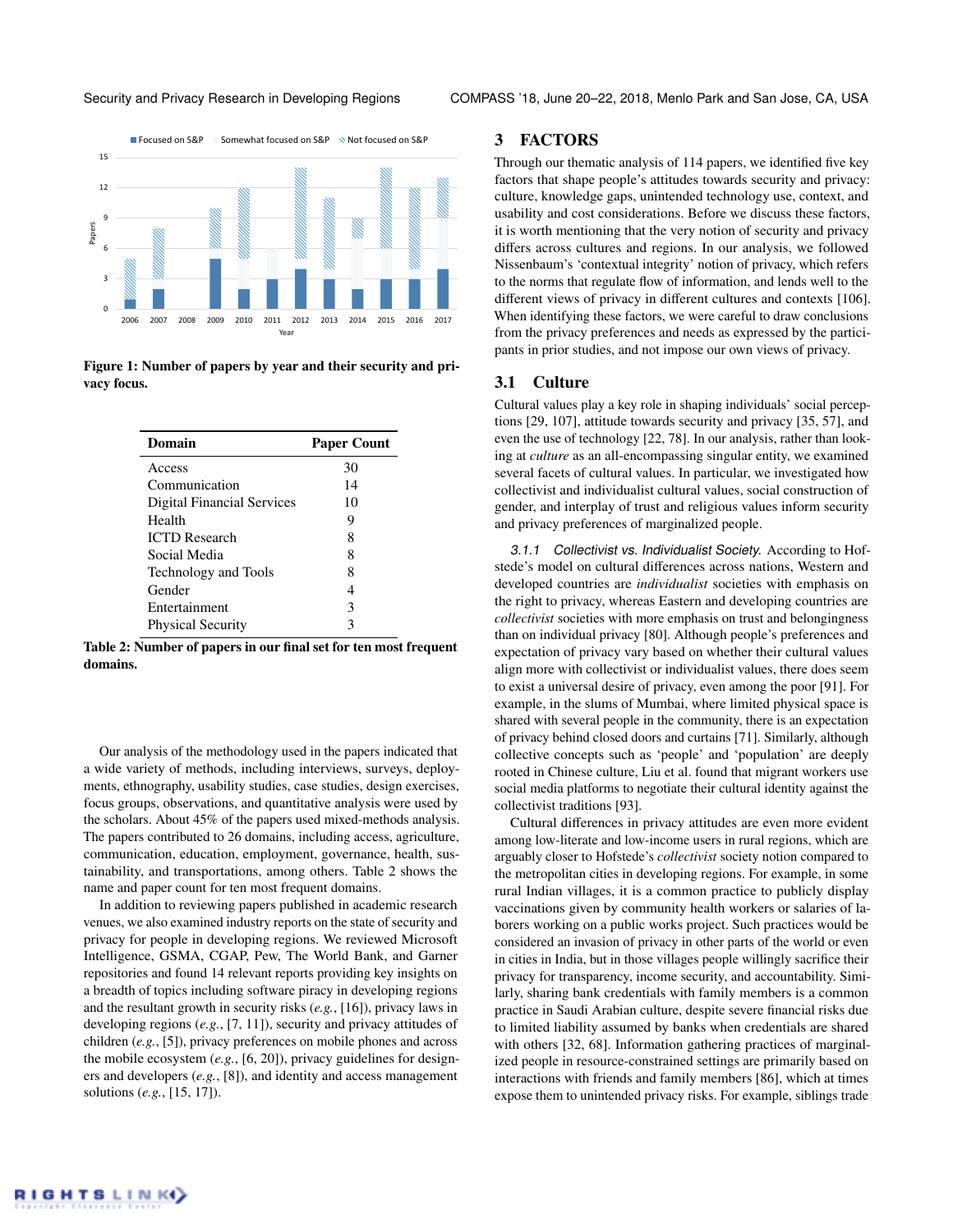Figure 1: Number of papers by year and their security and privacy focus.

| Domain | Paper Count |
|---|---|
| Access | 30 |
| Communication | 14 |
| Digital Financial Services | 10 |
| Health | 9 |
| ICTD Research | 8 |
| Social Media | 8 |
| Technology and Tools | 8 |
| Gender | 4 |
| Entertainment | 3 |
| Physical Security | 3 |

**Table 2: Number of papers in our final set for ten most frequent domains.**

Our analysis of the methodology used in the papers indicated that a wide variety of methods, including interviews, surveys, deployments, ethnography, usability studies, case studies, design exercises, focus groups, observations, and quantitative analysis were used by the scholars. About 45% of the papers used mixed-methods analysis. The papers contributed to 26 domains, including access, agriculture, communication, education, employment, governance, health, sustainability, and transportations, among others. Table 2 shows the name and paper count for ten most frequent domains.

In addition to reviewing papers published in academic research venues, we also examined industry reports on the state of security and privacy for people in developing regions. We reviewed Microsoft Intelligence, GSMA, CGAP, Pew, The World Bank, and Garner repositories and found 14 relevant reports providing key insights on a breadth of topics including software piracy in developing regions and the resultant growth in security risks (*e.g.*, [16]), privacy laws in developing regions (*e.g.*, [7, 11]), security and privacy attitudes of children (*e.g.*, [5]), privacy preferences on mobile phones and across the mobile ecosystem (*e.g.*, [6, 20]), privacy guidelines for designers and developers (*e.g.*, [8]), and identity and access management solutions (*e.g.*, [15, 17]).

## 3 FACTORS

Through our thematic analysis of 114 papers, we identified five key factors that shape people's attitudes towards security and privacy: culture, knowledge gaps, unintended technology use, context, and usability and cost considerations. Before we discuss these factors, it is worth mentioning that the very notion of security and privacy differs across cultures and regions. In our analysis, we followed Nissenbaum's 'contextual integrity' notion of privacy, which refers to the norms that regulate flow of information, and lends well to the different views of privacy in different cultures and contexts [106]. When identifying these factors, we were careful to draw conclusions from the privacy preferences and needs as expressed by the participants in prior studies, and not impose our own views of privacy.

### 3.1 Culture

Cultural values play a key role in shaping individuals' social perceptions [29, 107], attitude towards security and privacy [35, 57], and even the use of technology [22, 78]. In our analysis, rather than looking at *culture* as an all-encompassing singular entity, we examined several facets of cultural values. In particular, we investigated how collectivist and individualist cultural values, social construction of gender, and interplay of trust and religious values inform security and privacy preferences of marginalized people.

#### 3.1.1 Collectivist vs. Individualist Society.

According to Hofstede's model on cultural differences across nations, Western and developed countries are *individualist* societies with emphasis on the right to privacy, whereas Eastern and developing countries are *collectivist* societies with more emphasis on trust and belongingness than on individual privacy [80]. Although people's preferences and expectation of privacy vary based on whether their cultural values align more with collectivist or individualist values, there does seem to exist a universal desire of privacy, even among the poor [91]. For example, in the slums of Mumbai, where limited physical space is shared with several people in the community, there is an expectation of privacy behind closed doors and curtains [71]. Similarly, although collective concepts such as 'people' and 'population' are deeply rooted in Chinese culture, Liu et al. found that migrant workers use social media platforms to negotiate their cultural identity against the collectivist traditions [93].

Cultural differences in privacy attitudes are even more evident among low-literate and low-income users in rural regions, which are arguably closer to Hofstede's *collectivist* society notion compared to the metropolitan cities in developing regions. For example, in some rural Indian villages, it is a common practice to publicly display vaccinations given by community health workers or salaries of laborers working on a public works project. Such practices would be considered an invasion of privacy in other parts of the world or even in cities in India, but in those villages people willingly sacrifice their privacy for transparency, income security, and accountability. Similarly, sharing bank credentials with family members is a common practice in Saudi Arabian culture, despite severe financial risks due to limited liability assumed by banks when credentials are shared with others [32, 68]. Information gathering practices of marginalized people in resource-constrained settings are primarily based on interactions with friends and family members [86], which at times expose them to unintended privacy risks. For example, siblings trade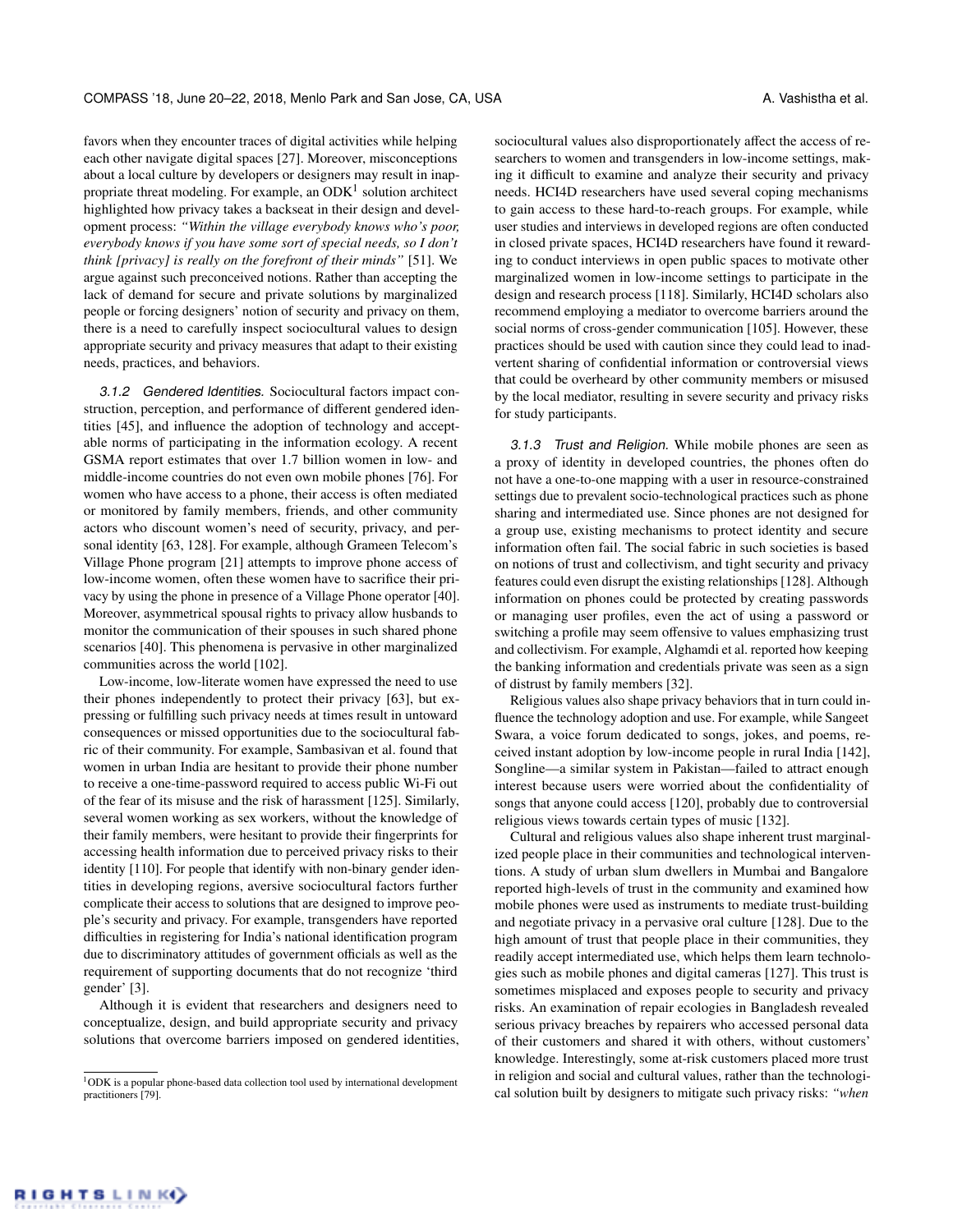favors when they encounter traces of digital activities while helping each other navigate digital spaces [27]. Moreover, misconceptions about a local culture by developers or designers may result in inappropriate threat modeling. For example, an ODK[1] solution architect highlighted how privacy takes a backseat in their design and development process: *"Within the village everybody knows who's poor, everybody knows if you have some sort of special needs, so I don't think [privacy] is really on the forefront of their minds"* [51]. We argue against such preconceived notions. Rather than accepting the lack of demand for secure and private solutions by marginalized people or forcing designers' notion of security and privacy on them, there is a need to carefully inspect sociocultural values to design appropriate security and privacy measures that adapt to their existing needs, practices, and behaviors.

#### 3.1.2 Gendered Identities.

Sociocultural factors impact construction, perception, and performance of different gendered identities [45], and influence the adoption of technology and acceptable norms of participating in the information ecology. A recent GSMA report estimates that over 1.7 billion women in low- and middle-income countries do not even own mobile phones [76]. For women who have access to a phone, their access is often mediated or monitored by family members, friends, and other community actors who discount women's need of security, privacy, and personal identity [63, 128]. For example, although Grameen Telecom's Village Phone program [21] attempts to improve phone access of low-income women, often these women have to sacrifice their privacy by using the phone in presence of a Village Phone operator [40]. Moreover, asymmetrical spousal rights to privacy allow husbands to monitor the communication of their spouses in such shared phone scenarios [40]. This phenomena is pervasive in other marginalized communities across the world [102].

Low-income, low-literate women have expressed the need to use their phones independently to protect their privacy [63], but expressing or fulfilling such privacy needs at times result in untoward consequences or missed opportunities due to the sociocultural fabric of their community. For example, Sambasivan et al. found that women in urban India are hesitant to provide their phone number to receive a one-time-password required to access public Wi-Fi out of the fear of its misuse and the risk of harassment [125]. Similarly, several women working as sex workers, without the knowledge of their family members, were hesitant to provide their fingerprints for accessing health information due to perceived privacy risks to their identity [110]. For people that identify with non-binary gender identities in developing regions, aversive sociocultural factors further complicate their access to solutions that are designed to improve people's security and privacy. For example, transgenders have reported difficulties in registering for India's national identification program due to discriminatory attitudes of government officials as well as the requirement of supporting documents that do not recognize 'third gender' [3].

Although it is evident that researchers and designers need to conceptualize, design, and build appropriate security and privacy solutions that overcome barriers imposed on gendered identities, sociocultural values also disproportionately affect the access of researchers to women and transgenders in low-income settings, making it difficult to examine and analyze their security and privacy needs. HCI4D researchers have used several coping mechanisms to gain access to these hard-to-reach groups. For example, while user studies and interviews in developed regions are often conducted in closed private spaces, HCI4D researchers have found it rewarding to conduct interviews in open public spaces to motivate other marginalized women in low-income settings to participate in the design and research process [118]. Similarly, HCI4D scholars also recommend employing a mediator to overcome barriers around the social norms of cross-gender communication [105]. However, these practices should be used with caution since they could lead to inadvertent sharing of confidential information or controversial views that could be overheard by other community members or misused by the local mediator, resulting in severe security and privacy risks for study participants.

#### 3.1.3 Trust and Religion.

While mobile phones are seen as a proxy of identity in developed countries, the phones often do not have a one-to-one mapping with a user in resource-constrained settings due to prevalent socio-technological practices such as phone sharing and intermediated use. Since phones are not designed for a group use, existing mechanisms to protect identity and secure information often fail. The social fabric in such societies is based on notions of trust and collectivism, and tight security and privacy features could even disrupt the existing relationships [128]. Although information on phones could be protected by creating passwords or managing user profiles, even the act of using a password or switching a profile may seem offensive to values emphasizing trust and collectivism. For example, Alghamdi et al. reported how keeping the banking information and credentials private was seen as a sign of distrust by family members [32].

Religious values also shape privacy behaviors that in turn could influence the technology adoption and use. For example, while Sangeet Swara, a voice forum dedicated to songs, jokes, and poems, received instant adoption by low-income people in rural India [142], Songline—a similar system in Pakistan—failed to attract enough interest because users were worried about the confidentiality of songs that anyone could access [120], probably due to controversial religious views towards certain types of music [132].

Cultural and religious values also shape inherent trust marginalized people place in their communities and technological interventions. A study of urban slum dwellers in Mumbai and Bangalore reported high-levels of trust in the community and examined how mobile phones were used as instruments to mediate trust-building and negotiate privacy in a pervasive oral culture [128]. Due to the high amount of trust that people place in their communities, they readily accept intermediated use, which helps them learn technologies such as mobile phones and digital cameras [127]. This trust is sometimes misplaced and exposes people to security and privacy risks. An examination of repair ecologies in Bangladesh revealed serious privacy breaches by repairers who accessed personal data of their customers and shared it with others, without customers' knowledge. Interestingly, some at-risk customers placed more trust in religion and social and cultural values, rather than the technological solution built by designers to mitigate such privacy risks: *"when*

[1] ODK is a popular phone-based data collection tool used by international development practitioners [79].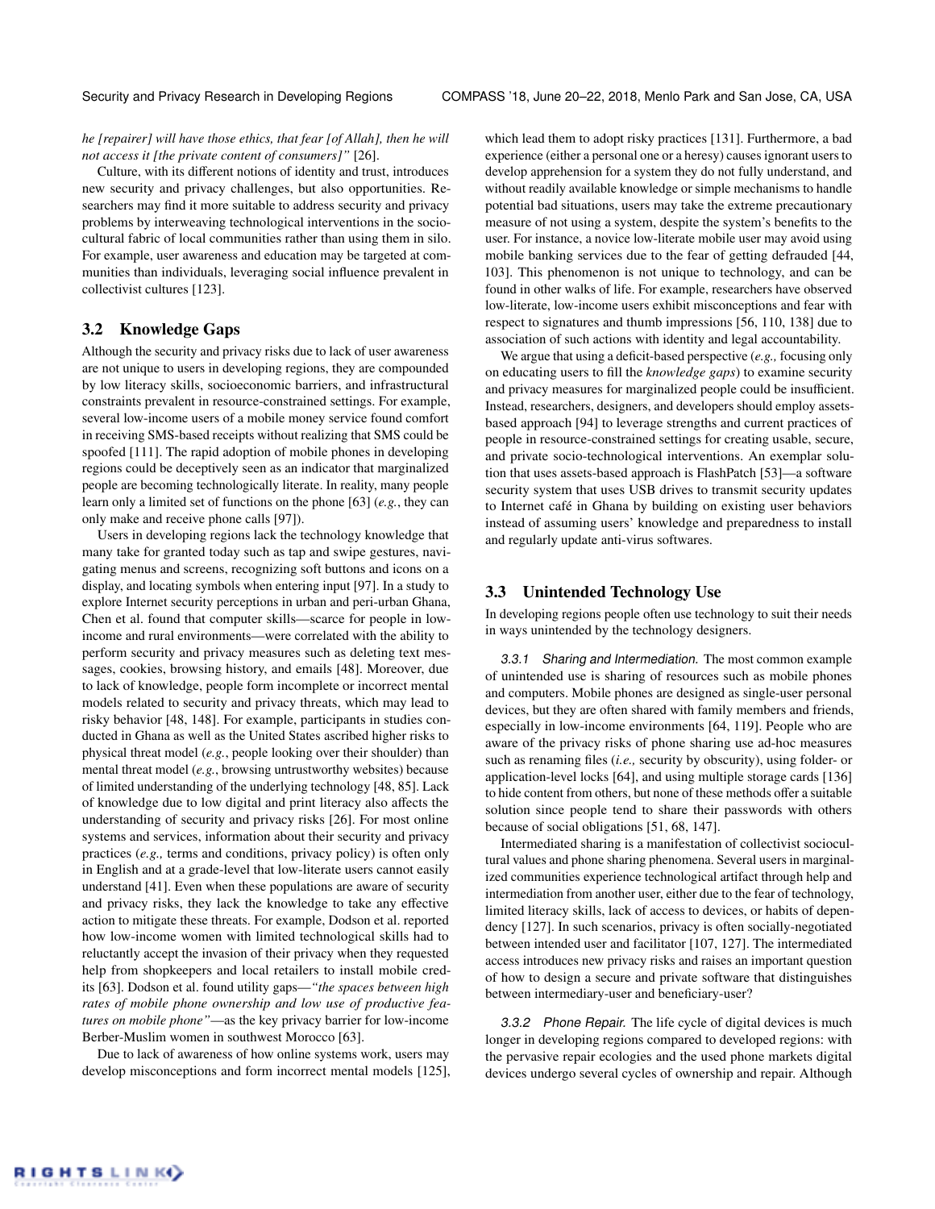*he [repairer] will have those ethics, that fear [of Allah], then he will not access it [the private content of consumers]"* [26].

Culture, with its different notions of identity and trust, introduces new security and privacy challenges, but also opportunities. Researchers may find it more suitable to address security and privacy problems by interweaving technological interventions in the socio-cultural fabric of local communities rather than using them in silo. For example, user awareness and education may be targeted at communities than individuals, leveraging social influence prevalent in collectivist cultures [123].

## 3.2 Knowledge Gaps

Although the security and privacy risks due to lack of user awareness are not unique to users in developing regions, they are compounded by low literacy skills, socioeconomic barriers, and infrastructural constraints prevalent in resource-constrained settings. For example, several low-income users of a mobile money service found comfort in receiving SMS-based receipts without realizing that SMS could be spoofed [111]. The rapid adoption of mobile phones in developing regions could be deceptively seen as an indicator that marginalized people are becoming technologically literate. In reality, many people learn only a limited set of functions on the phone [63] (*e.g.*, they can only make and receive phone calls [97]).

Users in developing regions lack the technology knowledge that many take for granted today such as tap and swipe gestures, navigating menus and screens, recognizing soft buttons and icons on a display, and locating symbols when entering input [97]. In a study to explore Internet security perceptions in urban and peri-urban Ghana, Chen et al. found that computer skills—scarce for people in low-income and rural environments—were correlated with the ability to perform security and privacy measures such as deleting text messages, cookies, browsing history, and emails [48]. Moreover, due to lack of knowledge, people form incomplete or incorrect mental models related to security and privacy threats, which may lead to risky behavior [48, 148]. For example, participants in studies conducted in Ghana as well as the United States ascribed higher risks to physical threat model (*e.g.*, people looking over their shoulder) than mental threat model (*e.g.*, browsing untrustworthy websites) because of limited understanding of the underlying technology [48, 85]. Lack of knowledge due to low digital and print literacy also affects the understanding of security and privacy risks [26]. For most online systems and services, information about their security and privacy practices (*e.g.,* terms and conditions, privacy policy) is often only in English and at a grade-level that low-literate users cannot easily understand [41]. Even when these populations are aware of security and privacy risks, they lack the knowledge to take any effective action to mitigate these threats. For example, Dodson et al. reported how low-income women with limited technological skills had to reluctantly accept the invasion of their privacy when they requested help from shopkeepers and local retailers to install mobile credits [63]. Dodson et al. found utility gaps—*"the spaces between high rates of mobile phone ownership and low use of productive features on mobile phone"*—as the key privacy barrier for low-income Berber-Muslim women in southwest Morocco [63].

Due to lack of awareness of how online systems work, users may develop misconceptions and form incorrect mental models [125], which lead them to adopt risky practices [131]. Furthermore, a bad experience (either a personal one or a heresy) causes ignorant users to develop apprehension for a system they do not fully understand, and without readily available knowledge or simple mechanisms to handle potential bad situations, users may take the extreme precautionary measure of not using a system, despite the system's benefits to the user. For instance, a novice low-literate mobile user may avoid using mobile banking services due to the fear of getting defrauded [44, 103]. This phenomenon is not unique to technology, and can be found in other walks of life. For example, researchers have observed low-literate, low-income users exhibit misconceptions and fear with respect to signatures and thumb impressions [56, 110, 138] due to association of such actions with identity and legal accountability.

We argue that using a deficit-based perspective (*e.g.,* focusing only on educating users to fill the *knowledge gaps*) to examine security and privacy measures for marginalized people could be insufficient. Instead, researchers, designers, and developers should employ assets-based approach [94] to leverage strengths and current practices of people in resource-constrained settings for creating usable, secure, and private socio-technological interventions. An exemplar solution that uses assets-based approach is FlashPatch [53]—a software security system that uses USB drives to transmit security updates to Internet café in Ghana by building on existing user behaviors instead of assuming users' knowledge and preparedness to install and regularly update anti-virus softwares.

## 3.3 Unintended Technology Use

In developing regions people often use technology to suit their needs in ways unintended by the technology designers.

### 3.3.1 Sharing and Intermediation.

The most common example of unintended use is sharing of resources such as mobile phones and computers. Mobile phones are designed as single-user personal devices, but they are often shared with family members and friends, especially in low-income environments [64, 119]. People who are aware of the privacy risks of phone sharing use ad-hoc measures such as renaming files (*i.e.,* security by obscurity), using folder- or application-level locks [64], and using multiple storage cards [136] to hide content from others, but none of these methods offer a suitable solution since people tend to share their passwords with others because of social obligations [51, 68, 147].

Intermediated sharing is a manifestation of collectivist sociocultural values and phone sharing phenomena. Several users in marginalized communities experience technological artifact through help and intermediation from another user, either due to the fear of technology, limited literacy skills, lack of access to devices, or habits of dependency [127]. In such scenarios, privacy is often socially-negotiated between intended user and facilitator [107, 127]. The intermediated access introduces new privacy risks and raises an important question of how to design a secure and private software that distinguishes between intermediary-user and beneficiary-user?

### 3.3.2 Phone Repair.

The life cycle of digital devices is much longer in developing regions compared to developed regions: with the pervasive repair ecologies and the used phone markets digital devices undergo several cycles of ownership and repair. Although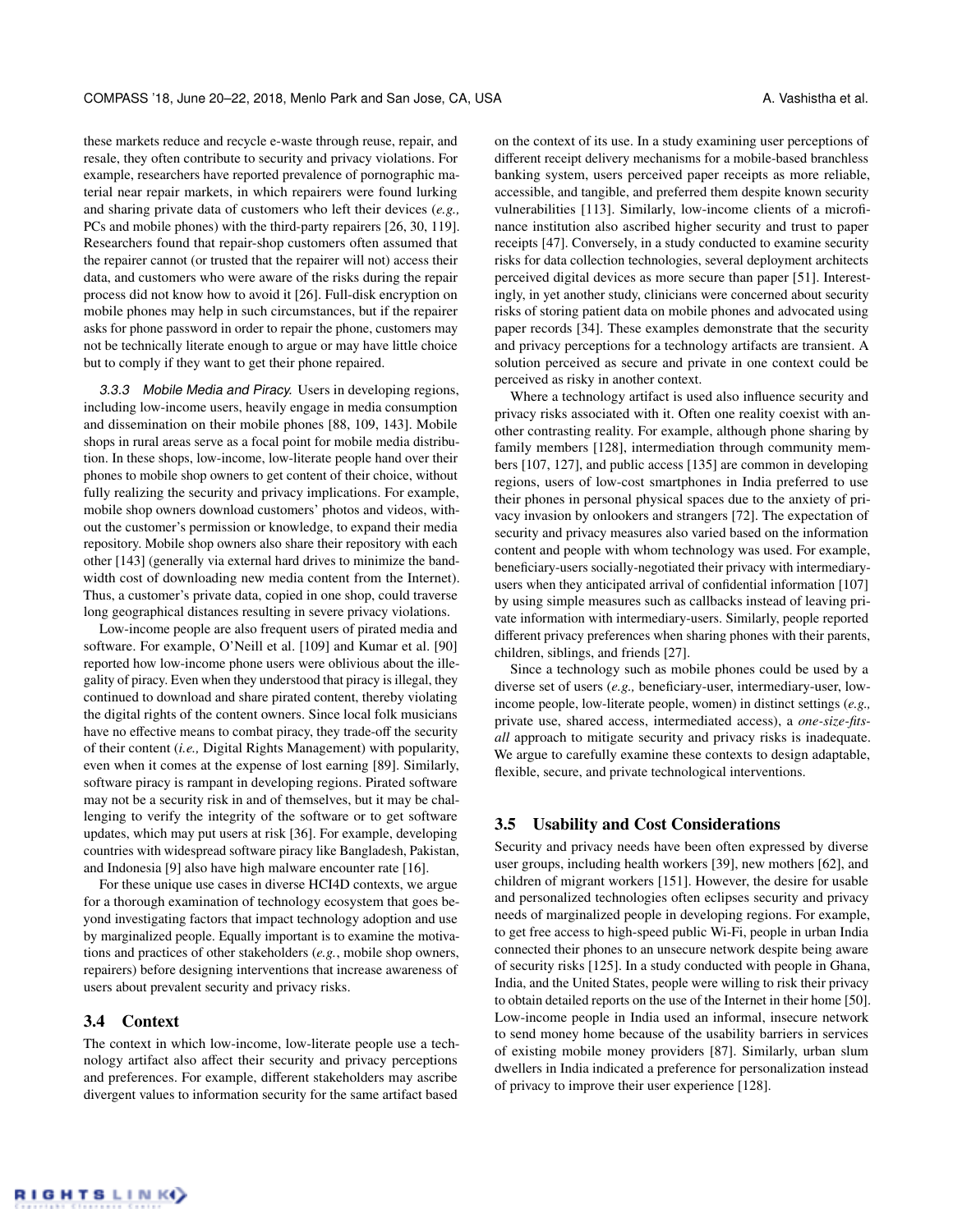these markets reduce and recycle e-waste through reuse, repair, and resale, they often contribute to security and privacy violations. For example, researchers have reported prevalence of pornographic material near repair markets, in which repairers were found lurking and sharing private data of customers who left their devices (*e.g.,* PCs and mobile phones) with the third-party repairers [26, 30, 119]. Researchers found that repair-shop customers often assumed that the repairer cannot (or trusted that the repairer will not) access their data, and customers who were aware of the risks during the repair process did not know how to avoid it [26]. Full-disk encryption on mobile phones may help in such circumstances, but if the repairer asks for phone password in order to repair the phone, customers may not be technically literate enough to argue or may have little choice but to comply if they want to get their phone repaired.

*3.3.3 Mobile Media and Piracy.* Users in developing regions, including low-income users, heavily engage in media consumption and dissemination on their mobile phones [88, 109, 143]. Mobile shops in rural areas serve as a focal point for mobile media distribution. In these shops, low-income, low-literate people hand over their phones to mobile shop owners to get content of their choice, without fully realizing the security and privacy implications. For example, mobile shop owners download customers' photos and videos, without the customer's permission or knowledge, to expand their media repository. Mobile shop owners also share their repository with each other [143] (generally via external hard drives to minimize the bandwidth cost of downloading new media content from the Internet). Thus, a customer's private data, copied in one shop, could traverse long geographical distances resulting in severe privacy violations.

Low-income people are also frequent users of pirated media and software. For example, O'Neill et al. [109] and Kumar et al. [90] reported how low-income phone users were oblivious about the illegality of piracy. Even when they understood that piracy is illegal, they continued to download and share pirated content, thereby violating the digital rights of the content owners. Since local folk musicians have no effective means to combat piracy, they trade-off the security of their content (*i.e.,* Digital Rights Management) with popularity, even when it comes at the expense of lost earning [89]. Similarly, software piracy is rampant in developing regions. Pirated software may not be a security risk in and of themselves, but it may be challenging to verify the integrity of the software or to get software updates, which may put users at risk [36]. For example, developing countries with widespread software piracy like Bangladesh, Pakistan, and Indonesia [9] also have high malware encounter rate [16].

For these unique use cases in diverse HCI4D contexts, we argue for a thorough examination of technology ecosystem that goes beyond investigating factors that impact technology adoption and use by marginalized people. Equally important is to examine the motivations and practices of other stakeholders (*e.g.*, mobile shop owners, repairers) before designing interventions that increase awareness of users about prevalent security and privacy risks.

## 3.4 Context

The context in which low-income, low-literate people use a technology artifact also affect their security and privacy perceptions and preferences. For example, different stakeholders may ascribe divergent values to information security for the same artifact based on the context of its use. In a study examining user perceptions of different receipt delivery mechanisms for a mobile-based branchless banking system, users perceived paper receipts as more reliable, accessible, and tangible, and preferred them despite known security vulnerabilities [113]. Similarly, low-income clients of a microfinance institution also ascribed higher security and trust to paper receipts [47]. Conversely, in a study conducted to examine security risks for data collection technologies, several deployment architects perceived digital devices as more secure than paper [51]. Interestingly, in yet another study, clinicians were concerned about security risks of storing patient data on mobile phones and advocated using paper records [34]. These examples demonstrate that the security and privacy perceptions for a technology artifacts are transient. A solution perceived as secure and private in one context could be perceived as risky in another context.

Where a technology artifact is used also influence security and privacy risks associated with it. Often one reality coexist with another contrasting reality. For example, although phone sharing by family members [128], intermediation through community members [107, 127], and public access [135] are common in developing regions, users of low-cost smartphones in India preferred to use their phones in personal physical spaces due to the anxiety of privacy invasion by onlookers and strangers [72]. The expectation of security and privacy measures also varied based on the information content and people with whom technology was used. For example, beneficiary-users socially-negotiated their privacy with intermediary-users when they anticipated arrival of confidential information [107] by using simple measures such as callbacks instead of leaving private information with intermediary-users. Similarly, people reported different privacy preferences when sharing phones with their parents, children, siblings, and friends [27].

Since a technology such as mobile phones could be used by a diverse set of users (*e.g.,* beneficiary-user, intermediary-user, low-income people, low-literate people, women) in distinct settings (*e.g.,* private use, shared access, intermediated access), a *one-size-fits-all* approach to mitigate security and privacy risks is inadequate. We argue to carefully examine these contexts to design adaptable, flexible, secure, and private technological interventions.

## 3.5 Usability and Cost Considerations

Security and privacy needs have been often expressed by diverse user groups, including health workers [39], new mothers [62], and children of migrant workers [151]. However, the desire for usable and personalized technologies often eclipses security and privacy needs of marginalized people in developing regions. For example, to get free access to high-speed public Wi-Fi, people in urban India connected their phones to an unsecure network despite being aware of security risks [125]. In a study conducted with people in Ghana, India, and the United States, people were willing to risk their privacy to obtain detailed reports on the use of the Internet in their home [50]. Low-income people in India used an informal, insecure network to send money home because of the usability barriers in services of existing mobile money providers [87]. Similarly, urban slum dwellers in India indicated a preference for personalization instead of privacy to improve their user experience [128].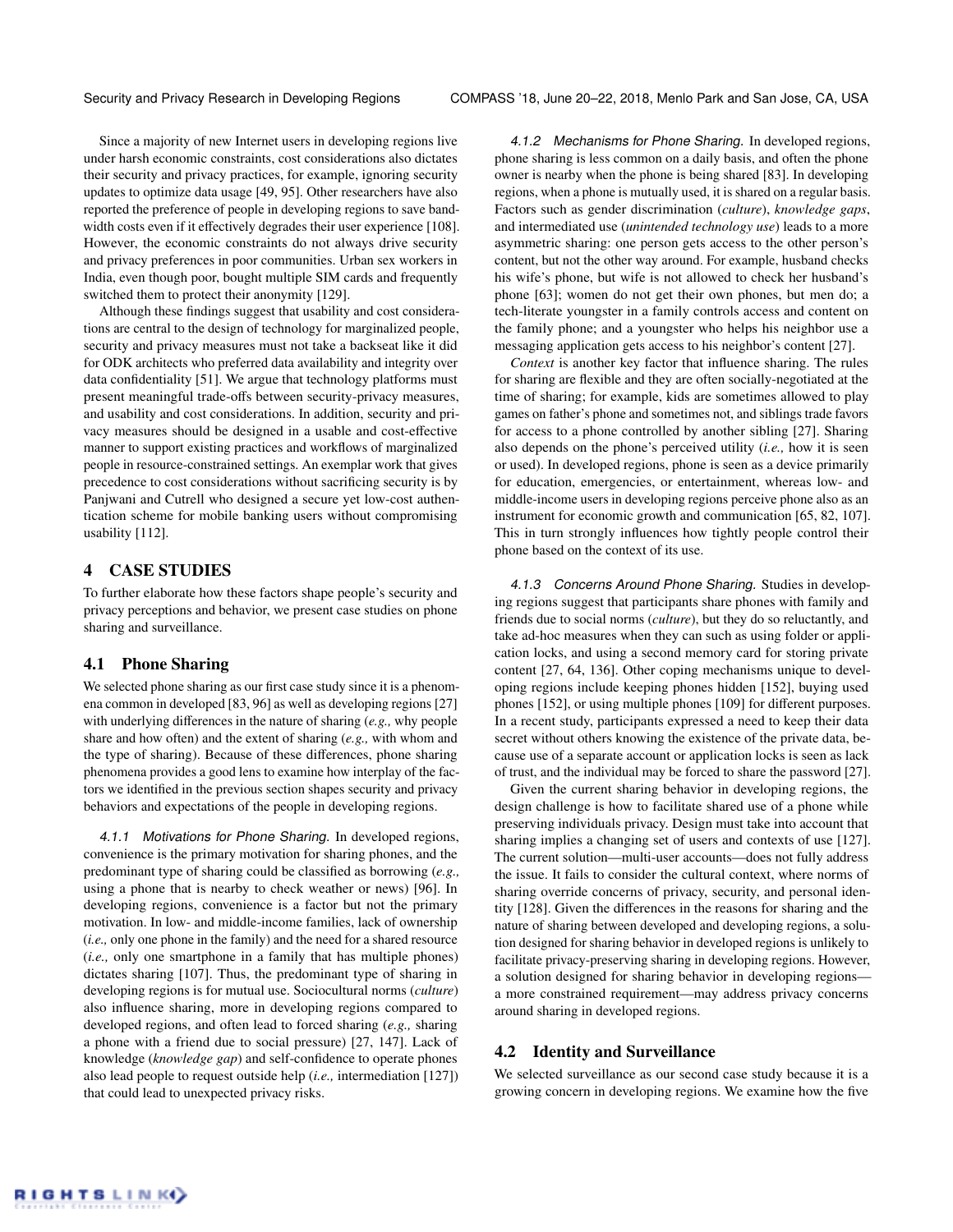Since a majority of new Internet users in developing regions live under harsh economic constraints, cost considerations also dictates their security and privacy practices, for example, ignoring security updates to optimize data usage [49, 95]. Other researchers have also reported the preference of people in developing regions to save bandwidth costs even if it effectively degrades their user experience [108]. However, the economic constraints do not always drive security and privacy preferences in poor communities. Urban sex workers in India, even though poor, bought multiple SIM cards and frequently switched them to protect their anonymity [129].

Although these findings suggest that usability and cost considerations are central to the design of technology for marginalized people, security and privacy measures must not take a backseat like it did for ODK architects who preferred data availability and integrity over data confidentiality [51]. We argue that technology platforms must present meaningful trade-offs between security-privacy measures, and usability and cost considerations. In addition, security and privacy measures should be designed in a usable and cost-effective manner to support existing practices and workflows of marginalized people in resource-constrained settings. An exemplar work that gives precedence to cost considerations without sacrificing security is by Panjwani and Cutrell who designed a secure yet low-cost authentication scheme for mobile banking users without compromising usability [112].

## 4 CASE STUDIES

To further elaborate how these factors shape people's security and privacy perceptions and behavior, we present case studies on phone sharing and surveillance.

### 4.1 Phone Sharing

We selected phone sharing as our first case study since it is a phenomena common in developed [83, 96] as well as developing regions [27] with underlying differences in the nature of sharing (*e.g.,* why people share and how often) and the extent of sharing (*e.g.,* with whom and the type of sharing). Because of these differences, phone sharing phenomena provides a good lens to examine how interplay of the factors we identified in the previous section shapes security and privacy behaviors and expectations of the people in developing regions.

*4.1.1 Motivations for Phone Sharing.* In developed regions, convenience is the primary motivation for sharing phones, and the predominant type of sharing could be classified as borrowing (*e.g.,* using a phone that is nearby to check weather or news) [96]. In developing regions, convenience is a factor but not the primary motivation. In low- and middle-income families, lack of ownership (*i.e.,* only one phone in the family) and the need for a shared resource (*i.e.,* only one smartphone in a family that has multiple phones) dictates sharing [107]. Thus, the predominant type of sharing in developing regions is for mutual use. Sociocultural norms (*culture*) also influence sharing, more in developing regions compared to developed regions, and often lead to forced sharing (*e.g.,* sharing a phone with a friend due to social pressure) [27, 147]. Lack of knowledge (*knowledge gap*) and self-confidence to operate phones also lead people to request outside help (*i.e.,* intermediation [127]) that could lead to unexpected privacy risks.

*4.1.2 Mechanisms for Phone Sharing.* In developed regions, phone sharing is less common on a daily basis, and often the phone owner is nearby when the phone is being shared [83]. In developing regions, when a phone is mutually used, it is shared on a regular basis. Factors such as gender discrimination (*culture*), *knowledge gaps*, and intermediated use (*unintended technology use*) leads to a more asymmetric sharing: one person gets access to the other person's content, but not the other way around. For example, husband checks his wife's phone, but wife is not allowed to check her husband's phone [63]; women do not get their own phones, but men do; a tech-literate youngster in a family controls access and content on the family phone; and a youngster who helps his neighbor use a messaging application gets access to his neighbor's content [27].

*Context* is another key factor that influence sharing. The rules for sharing are flexible and they are often socially-negotiated at the time of sharing; for example, kids are sometimes allowed to play games on father's phone and sometimes not, and siblings trade favors for access to a phone controlled by another sibling [27]. Sharing also depends on the phone's perceived utility (*i.e.,* how it is seen or used). In developed regions, phone is seen as a device primarily for education, emergencies, or entertainment, whereas low- and middle-income users in developing regions perceive phone also as an instrument for economic growth and communication [65, 82, 107]. This in turn strongly influences how tightly people control their phone based on the context of its use.

*4.1.3 Concerns Around Phone Sharing.* Studies in developing regions suggest that participants share phones with family and friends due to social norms (*culture*), but they do so reluctantly, and take ad-hoc measures when they can such as using folder or application locks, and using a second memory card for storing private content [27, 64, 136]. Other coping mechanisms unique to developing regions include keeping phones hidden [152], buying used phones [152], or using multiple phones [109] for different purposes. In a recent study, participants expressed a need to keep their data secret without others knowing the existence of the private data, because use of a separate account or application locks is seen as lack of trust, and the individual may be forced to share the password [27].

Given the current sharing behavior in developing regions, the design challenge is how to facilitate shared use of a phone while preserving individuals privacy. Design must take into account that sharing implies a changing set of users and contexts of use [127]. The current solution—multi-user accounts—does not fully address the issue. It fails to consider the cultural context, where norms of sharing override concerns of privacy, security, and personal identity [128]. Given the differences in the reasons for sharing and the nature of sharing between developed and developing regions, a solution designed for sharing behavior in developed regions is unlikely to facilitate privacy-preserving sharing in developing regions. However, a solution designed for sharing behavior in developing regions—a more constrained requirement—may address privacy concerns around sharing in developed regions.

### 4.2 Identity and Surveillance

We selected surveillance as our second case study because it is a growing concern in developing regions. We examine how the five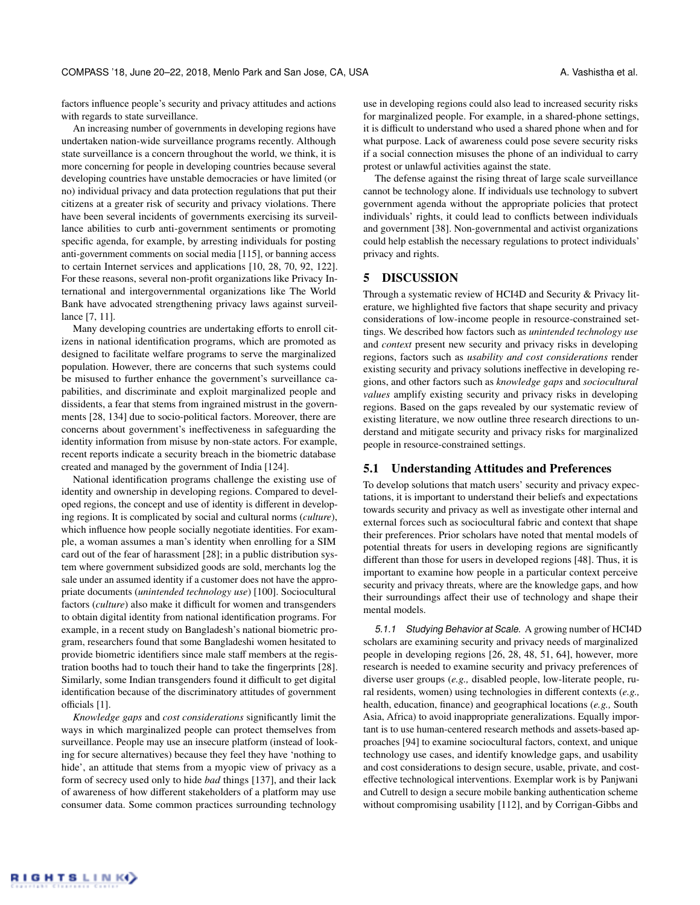factors influence people's security and privacy attitudes and actions with regards to state surveillance.

An increasing number of governments in developing regions have undertaken nation-wide surveillance programs recently. Although state surveillance is a concern throughout the world, we think, it is more concerning for people in developing countries because several developing countries have unstable democracies or have limited (or no) individual privacy and data protection regulations that put their citizens at a greater risk of security and privacy violations. There have been several incidents of governments exercising its surveillance abilities to curb anti-government sentiments or promoting specific agenda, for example, by arresting individuals for posting anti-government comments on social media [115], or banning access to certain Internet services and applications [10, 28, 70, 92, 122]. For these reasons, several non-profit organizations like Privacy International and intergovernmental organizations like The World Bank have advocated strengthening privacy laws against surveillance [7, 11].

Many developing countries are undertaking efforts to enroll citizens in national identification programs, which are promoted as designed to facilitate welfare programs to serve the marginalized population. However, there are concerns that such systems could be misused to further enhance the government's surveillance capabilities, and discriminate and exploit marginalized people and dissidents, a fear that stems from ingrained mistrust in the governments [28, 134] due to socio-political factors. Moreover, there are concerns about government's ineffectiveness in safeguarding the identity information from misuse by non-state actors. For example, recent reports indicate a security breach in the biometric database created and managed by the government of India [124].

National identification programs challenge the existing use of identity and ownership in developing regions. Compared to developed regions, the concept and use of identity is different in developing regions. It is complicated by social and cultural norms (*culture*), which influence how people socially negotiate identities. For example, a woman assumes a man's identity when enrolling for a SIM card out of the fear of harassment [28]; in a public distribution system where government subsidized goods are sold, merchants log the sale under an assumed identity if a customer does not have the appropriate documents (*unintended technology use*) [100]. Sociocultural factors (*culture*) also make it difficult for women and transgenders to obtain digital identity from national identification programs. For example, in a recent study on Bangladesh's national biometric program, researchers found that some Bangladeshi women hesitated to provide biometric identifiers since male staff members at the registration booths had to touch their hand to take the fingerprints [28]. Similarly, some Indian transgenders found it difficult to get digital identification because of the discriminatory attitudes of government officials [1].

*Knowledge gaps* and *cost considerations* significantly limit the ways in which marginalized people can protect themselves from surveillance. People may use an insecure platform (instead of looking for secure alternatives) because they feel they have 'nothing to hide', an attitude that stems from a myopic view of privacy as a form of secrecy used only to hide *bad* things [137], and their lack of awareness of how different stakeholders of a platform may use consumer data. Some common practices surrounding technology use in developing regions could also lead to increased security risks for marginalized people. For example, in a shared-phone settings, it is difficult to understand who used a shared phone when and for what purpose. Lack of awareness could pose severe security risks if a social connection misuses the phone of an individual to carry protest or unlawful activities against the state.

The defense against the rising threat of large scale surveillance cannot be technology alone. If individuals use technology to subvert government agenda without the appropriate policies that protect individuals' rights, it could lead to conflicts between individuals and government [38]. Non-governmental and activist organizations could help establish the necessary regulations to protect individuals' privacy and rights.

# 5 DISCUSSION

Through a systematic review of HCI4D and Security & Privacy literature, we highlighted five factors that shape security and privacy considerations of low-income people in resource-constrained settings. We described how factors such as *unintended technology use* and *context* present new security and privacy risks in developing regions, factors such as *usability and cost considerations* render existing security and privacy solutions ineffective in developing regions, and other factors such as *knowledge gaps* and *sociocultural values* amplify existing security and privacy risks in developing regions. Based on the gaps revealed by our systematic review of existing literature, we now outline three research directions to understand and mitigate security and privacy risks for marginalized people in resource-constrained settings.

## 5.1 Understanding Attitudes and Preferences

To develop solutions that match users' security and privacy expectations, it is important to understand their beliefs and expectations towards security and privacy as well as investigate other internal and external forces such as sociocultural fabric and context that shape their preferences. Prior scholars have noted that mental models of potential threats for users in developing regions are significantly different than those for users in developed regions [48]. Thus, it is important to examine how people in a particular context perceive security and privacy threats, where are the knowledge gaps, and how their surroundings affect their use of technology and shape their mental models.

*5.1.1 Studying Behavior at Scale.* A growing number of HCI4D scholars are examining security and privacy needs of marginalized people in developing regions [26, 28, 48, 51, 64], however, more research is needed to examine security and privacy preferences of diverse user groups (*e.g.,* disabled people, low-literate people, rural residents, women) using technologies in different contexts (*e.g.,* health, education, finance) and geographical locations (*e.g.,* South Asia, Africa) to avoid inappropriate generalizations. Equally important is to use human-centered research methods and assets-based approaches [94] to examine sociocultural factors, context, and unique technology use cases, and identify knowledge gaps, and usability and cost considerations to design secure, usable, private, and cost-effective technological interventions. Exemplar work is by Panjwani and Cutrell to design a secure mobile banking authentication scheme without compromising usability [112], and by Corrigan-Gibbs and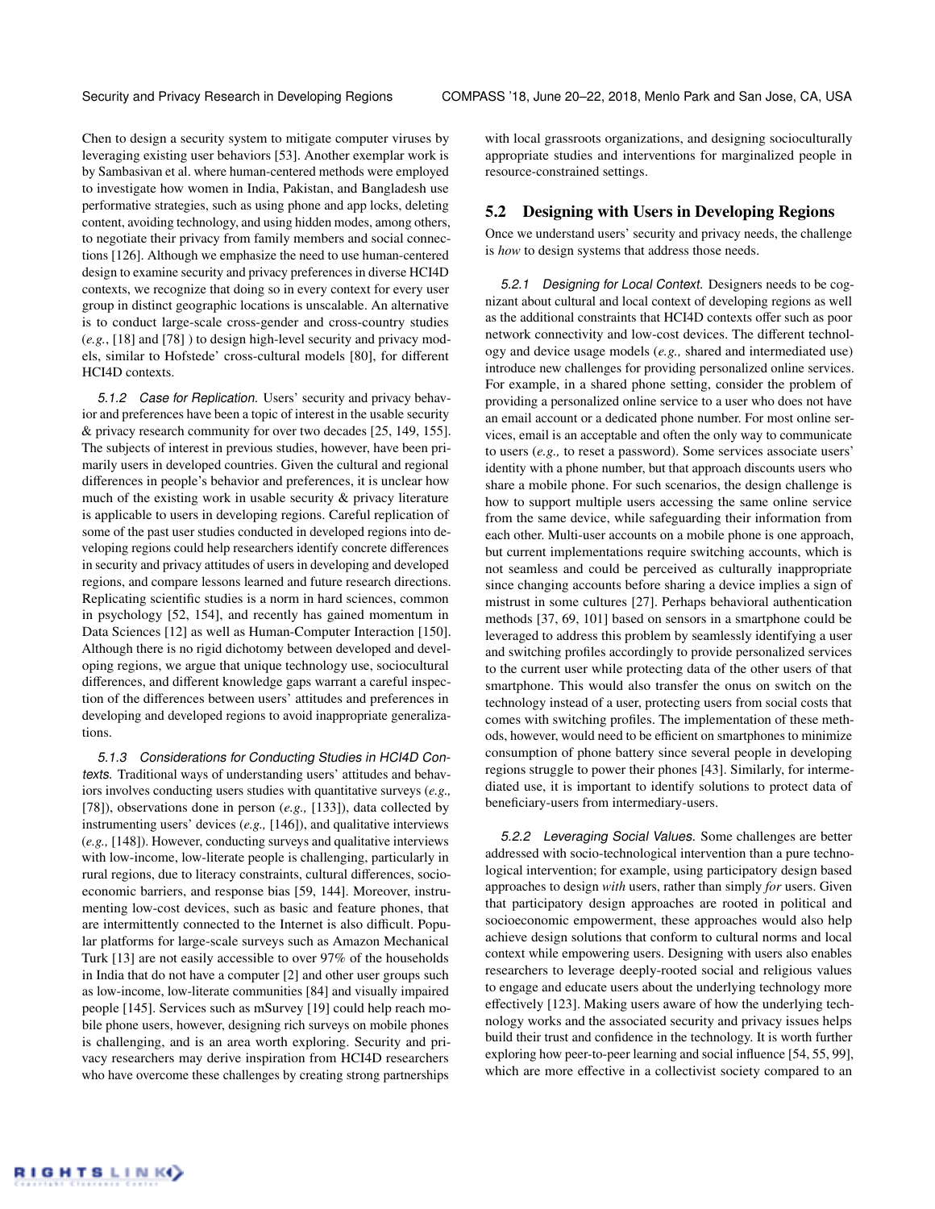Chen to design a security system to mitigate computer viruses by leveraging existing user behaviors [53]. Another exemplar work is by Sambasivan et al. where human-centered methods were employed to investigate how women in India, Pakistan, and Bangladesh use performative strategies, such as using phone and app locks, deleting content, avoiding technology, and using hidden modes, among others, to negotiate their privacy from family members and social connections [126]. Although we emphasize the need to use human-centered design to examine security and privacy preferences in diverse HCI4D contexts, we recognize that doing so in every context for every user group in distinct geographic locations is unscalable. An alternative is to conduct large-scale cross-gender and cross-country studies (*e.g.*, [18] and [78] ) to design high-level security and privacy models, similar to Hofstede' cross-cultural models [80], for different HCI4D contexts.

#### 5.1.2 Case for Replication.

Users' security and privacy behavior and preferences have been a topic of interest in the usable security & privacy research community for over two decades [25, 149, 155]. The subjects of interest in previous studies, however, have been primarily users in developed countries. Given the cultural and regional differences in people's behavior and preferences, it is unclear how much of the existing work in usable security & privacy literature is applicable to users in developing regions. Careful replication of some of the past user studies conducted in developed regions into developing regions could help researchers identify concrete differences in security and privacy attitudes of users in developing and developed regions, and compare lessons learned and future research directions. Replicating scientific studies is a norm in hard sciences, common in psychology [52, 154], and recently has gained momentum in Data Sciences [12] as well as Human-Computer Interaction [150]. Although there is no rigid dichotomy between developed and developing regions, we argue that unique technology use, sociocultural differences, and different knowledge gaps warrant a careful inspection of the differences between users' attitudes and preferences in developing and developed regions to avoid inappropriate generalizations.

#### 5.1.3 Considerations for Conducting Studies in HCI4D Contexts.

Traditional ways of understanding users' attitudes and behaviors involves conducting users studies with quantitative surveys (*e.g.,* [78]), observations done in person (*e.g.,* [133]), data collected by instrumenting users' devices (*e.g.,* [146]), and qualitative interviews (*e.g.,* [148]). However, conducting surveys and qualitative interviews with low-income, low-literate people is challenging, particularly in rural regions, due to literacy constraints, cultural differences, socioeconomic barriers, and response bias [59, 144]. Moreover, instrumenting low-cost devices, such as basic and feature phones, that are intermittently connected to the Internet is also difficult. Popular platforms for large-scale surveys such as Amazon Mechanical Turk [13] are not easily accessible to over 97% of the households in India that do not have a computer [2] and other user groups such as low-income, low-literate communities [84] and visually impaired people [145]. Services such as mSurvey [19] could help reach mobile phone users, however, designing rich surveys on mobile phones is challenging, and is an area worth exploring. Security and privacy researchers may derive inspiration from HCI4D researchers who have overcome these challenges by creating strong partnerships with local grassroots organizations, and designing socioculturally appropriate studies and interventions for marginalized people in resource-constrained settings.

### 5.2 Designing with Users in Developing Regions

Once we understand users' security and privacy needs, the challenge is *how* to design systems that address those needs.

#### 5.2.1 Designing for Local Context.

Designers needs to be cognizant about cultural and local context of developing regions as well as the additional constraints that HCI4D contexts offer such as poor network connectivity and low-cost devices. The different technology and device usage models (*e.g.,* shared and intermediated use) introduce new challenges for providing personalized online services. For example, in a shared phone setting, consider the problem of providing a personalized online service to a user who does not have an email account or a dedicated phone number. For most online services, email is an acceptable and often the only way to communicate to users (*e.g.,* to reset a password). Some services associate users' identity with a phone number, but that approach discounts users who share a mobile phone. For such scenarios, the design challenge is how to support multiple users accessing the same online service from the same device, while safeguarding their information from each other. Multi-user accounts on a mobile phone is one approach, but current implementations require switching accounts, which is not seamless and could be perceived as culturally inappropriate since changing accounts before sharing a device implies a sign of mistrust in some cultures [27]. Perhaps behavioral authentication methods [37, 69, 101] based on sensors in a smartphone could be leveraged to address this problem by seamlessly identifying a user and switching profiles accordingly to provide personalized services to the current user while protecting data of the other users of that smartphone. This would also transfer the onus on switch on the technology instead of a user, protecting users from social costs that comes with switching profiles. The implementation of these methods, however, would need to be efficient on smartphones to minimize consumption of phone battery since several people in developing regions struggle to power their phones [43]. Similarly, for intermediated use, it is important to identify solutions to protect data of beneficiary-users from intermediary-users.

#### 5.2.2 Leveraging Social Values.

Some challenges are better addressed with socio-technological intervention than a pure technological intervention; for example, using participatory design based approaches to design *with* users, rather than simply *for* users. Given that participatory design approaches are rooted in political and socioeconomic empowerment, these approaches would also help achieve design solutions that conform to cultural norms and local context while empowering users. Designing with users also enables researchers to leverage deeply-rooted social and religious values to engage and educate users about the underlying technology more effectively [123]. Making users aware of how the underlying technology works and the associated security and privacy issues helps build their trust and confidence in the technology. It is worth further exploring how peer-to-peer learning and social influence [54, 55, 99], which are more effective in a collectivist society compared to an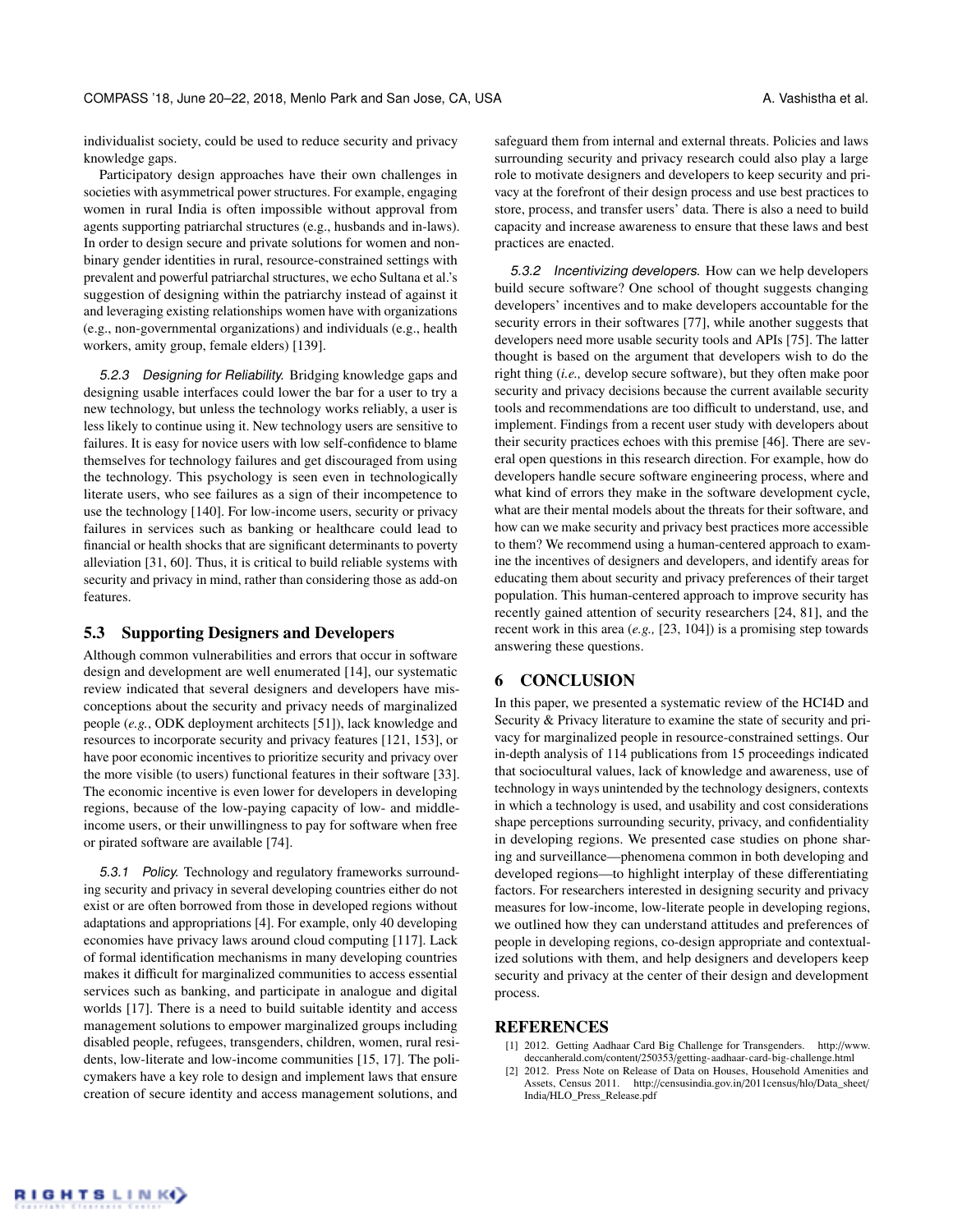individualist society, could be used to reduce security and privacy knowledge gaps.

Participatory design approaches have their own challenges in societies with asymmetrical power structures. For example, engaging women in rural India is often impossible without approval from agents supporting patriarchal structures (e.g., husbands and in-laws). In order to design secure and private solutions for women and non-binary gender identities in rural, resource-constrained settings with prevalent and powerful patriarchal structures, we echo Sultana et al.'s suggestion of designing within the patriarchy instead of against it and leveraging existing relationships women have with organizations (e.g., non-governmental organizations) and individuals (e.g., health workers, amity group, female elders) [139].

#### 5.2.3 *Designing for Reliability.*

Bridging knowledge gaps and designing usable interfaces could lower the bar for a user to try a new technology, but unless the technology works reliably, a user is less likely to continue using it. New technology users are sensitive to failures. It is easy for novice users with low self-confidence to blame themselves for technology failures and get discouraged from using the technology. This psychology is seen even in technologically literate users, who see failures as a sign of their incompetence to use the technology [140]. For low-income users, security or privacy failures in services such as banking or healthcare could lead to financial or health shocks that are significant determinants to poverty alleviation [31, 60]. Thus, it is critical to build reliable systems with security and privacy in mind, rather than considering those as add-on features.

### 5.3 Supporting Designers and Developers

Although common vulnerabilities and errors that occur in software design and development are well enumerated [14], our systematic review indicated that several designers and developers have misconceptions about the security and privacy needs of marginalized people (*e.g.*, ODK deployment architects [51]), lack knowledge and resources to incorporate security and privacy features [121, 153], or have poor economic incentives to prioritize security and privacy over the more visible (to users) functional features in their software [33]. The economic incentive is even lower for developers in developing regions, because of the low-paying capacity of low- and middle-income users, or their unwillingness to pay for software when free or pirated software are available [74].

#### 5.3.1 *Policy.*

Technology and regulatory frameworks surrounding security and privacy in several developing countries either do not exist or are often borrowed from those in developed regions without adaptations and appropriations [4]. For example, only 40 developing economies have privacy laws around cloud computing [117]. Lack of formal identification mechanisms in many developing countries makes it difficult for marginalized communities to access essential services such as banking, and participate in analogue and digital worlds [17]. There is a need to build suitable identity and access management solutions to empower marginalized groups including disabled people, refugees, transgenders, children, women, rural residents, low-literate and low-income communities [15, 17]. The policymakers have a key role to design and implement laws that ensure creation of secure identity and access management solutions, and safeguard them from internal and external threats. Policies and laws surrounding security and privacy research could also play a large role to motivate designers and developers to keep security and privacy at the forefront of their design process and use best practices to store, process, and transfer users' data. There is also a need to build capacity and increase awareness to ensure that these laws and best practices are enacted.

#### 5.3.2 *Incentivizing developers.*

How can we help developers build secure software? One school of thought suggests changing developers' incentives and to make developers accountable for the security errors in their softwares [77], while another suggests that developers need more usable security tools and APIs [75]. The latter thought is based on the argument that developers wish to do the right thing (*i.e.,* develop secure software), but they often make poor security and privacy decisions because the current available security tools and recommendations are too difficult to understand, use, and implement. Findings from a recent user study with developers about their security practices echoes with this premise [46]. There are several open questions in this research direction. For example, how do developers handle secure software engineering process, where and what kind of errors they make in the software development cycle, what are their mental models about the threats for their software, and how can we make security and privacy best practices more accessible to them? We recommend using a human-centered approach to examine the incentives of designers and developers, and identify areas for educating them about security and privacy preferences of their target population. This human-centered approach to improve security has recently gained attention of security researchers [24, 81], and the recent work in this area (*e.g.,* [23, 104]) is a promising step towards answering these questions.

## 6 CONCLUSION

In this paper, we presented a systematic review of the HCI4D and Security & Privacy literature to examine the state of security and privacy for marginalized people in resource-constrained settings. Our in-depth analysis of 114 publications from 15 proceedings indicated that sociocultural values, lack of knowledge and awareness, use of technology in ways unintended by the technology designers, contexts in which a technology is used, and usability and cost considerations shape perceptions surrounding security, privacy, and confidentiality in developing regions. We presented case studies on phone sharing and surveillance—phenomena common in both developing and developed regions—to highlight interplay of these differentiating factors. For researchers interested in designing security and privacy measures for low-income, low-literate people in developing regions, we outlined how they can understand attitudes and preferences of people in developing regions, co-design appropriate and contextualized solutions with them, and help designers and developers keep security and privacy at the center of their design and development process.

## REFERENCES

- [1] 2012. Getting Aadhaar Card Big Challenge for Transgenders. http://www.deccanherald.com/content/250353/getting-aadhaar-card-big-challenge.html
- [2] 2012. Press Note on Release of Data on Houses, Household Amenities and Assets, Census 2011. http://censusindia.gov.in/2011census/hlo/Data_sheet/India/HLO_Press_Release.pdf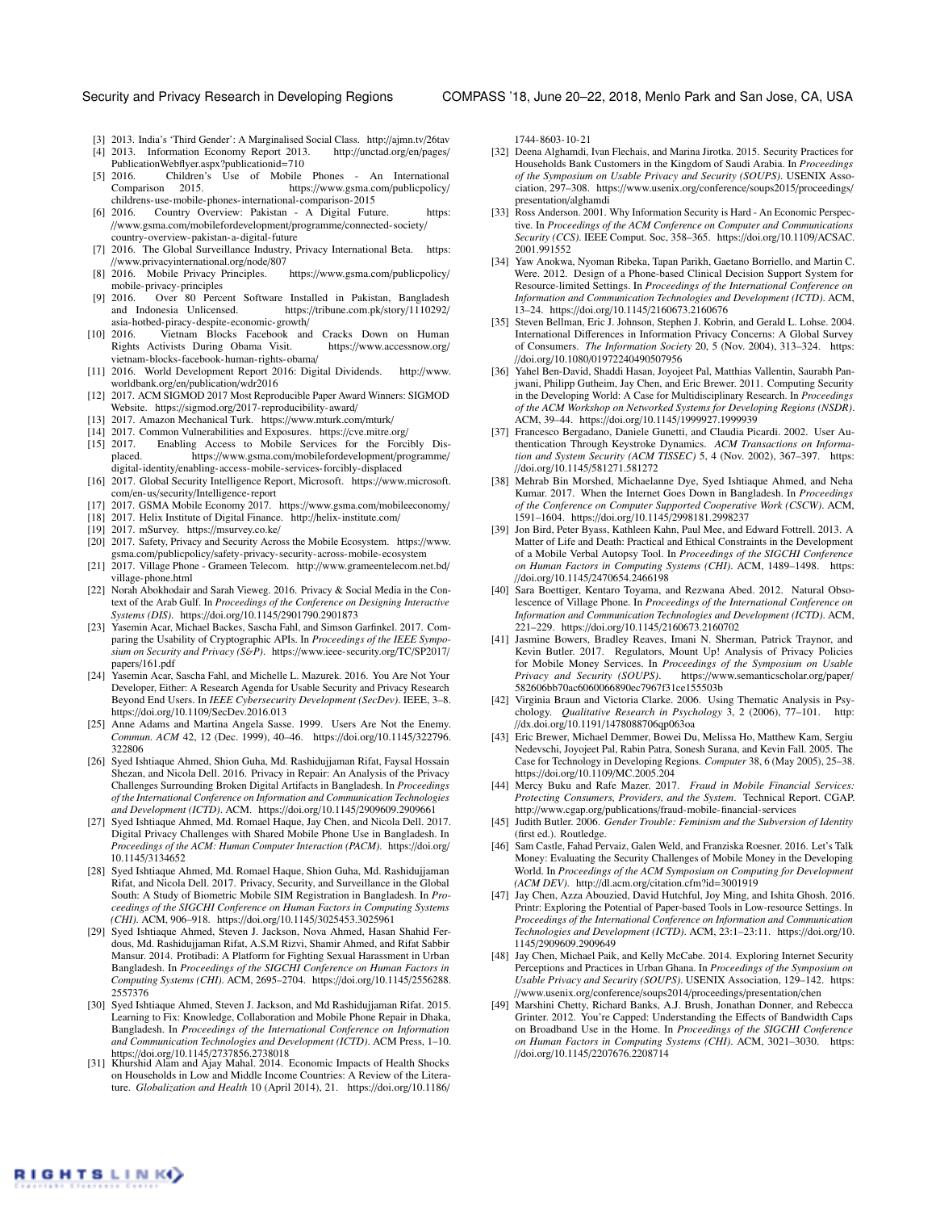[3] 2013. India's 'Third Gender': A Marginalised Social Class. http://ajmn.tv/26tav

[4] 2013. Information Economy Report 2013. http://unctad.org/en/pages/PublicationWebflyer.aspx?publicationid=710

[5] 2016. Children's Use of Mobile Phones - An International Comparison 2015. https://www.gsma.com/publicpolicy/childrens-use-mobile-phones-international-comparison-2015

[6] 2016. Country Overview: Pakistan - A Digital Future. https://www.gsma.com/mobilefordevelopment/programme/connected-society/country-overview-pakistan-a-digital-future

[7] 2016. The Global Surveillance Industry, Privacy International Beta. https://www.privacyinternational.org/node/807

[8] 2016. Mobile Privacy Principles. https://www.gsma.com/publicpolicy/mobile-privacy-principles

[9] 2016. Over 80 Percent Software Installed in Pakistan, Bangladesh and Indonesia Unlicensed. https://tribune.com.pk/story/1110292/asia-hotbed-piracy-despite-economic-growth/

[10] 2016. Vietnam Blocks Facebook and Cracks Down on Human Rights Activists During Obama Visit. https://www.accessnow.org/vietnam-blocks-facebook-human-rights-obama/

[11] 2016. World Development Report 2016: Digital Dividends. http://www.worldbank.org/en/publication/wdr2016

[12] 2017. ACM SIGMOD 2017 Most Reproducible Paper Award Winners: SIGMOD Website. https://sigmod.org/2017-reproducibility-award/

[13] 2017. Amazon Mechanical Turk. https://www.mturk.com/mturk/

[14] 2017. Common Vulnerabilities and Exposures. https://cve.mitre.org/

[15] 2017. Enabling Access to Mobile Services for the Forcibly Displaced. https://www.gsma.com/mobilefordevelopment/programme/digital-identity/enabling-access-mobile-services-forcibly-displaced

[16] 2017. Global Security Intelligence Report, Microsoft. https://www.microsoft.com/en-us/security/Intelligence-report

[17] 2017. GSMA Mobile Economy 2017. https://www.gsma.com/mobileeconomy/

[18] 2017. Helix Institute of Digital Finance. http://helix-institute.com/

[19] 2017. mSurvey. https://msurvey.co.ke/

[20] 2017. Safety, Privacy and Security Across the Mobile Ecosystem. https://www.gsma.com/publicpolicy/safety-privacy-security-across-mobile-ecosystem

[21] 2017. Village Phone - Grameen Telecom. http://www.grameentelecom.net.bd/village-phone.html

[22] Norah Abokhodair and Sarah Vieweg. 2016. Privacy & Social Media in the Context of the Arab Gulf. In *Proceedings of the Conference on Designing Interactive Systems (DIS)*. https://doi.org/10.1145/2901790.2901873

[23] Yasemin Acar, Michael Backes, Sascha Fahl, and Simson Garfinkel. 2017. Comparing the Usability of Cryptographic APIs. In *Proceedings of the IEEE Symposium on Security and Privacy (S&P)*. https://www.ieee-security.org/TC/SP2017/papers/161.pdf

[24] Yasemin Acar, Sascha Fahl, and Michelle L. Mazurek. 2016. You Are Not Your Developer, Either: A Research Agenda for Usable Security and Privacy Research Beyond End Users. In *IEEE Cybersecurity Development (SecDev)*. IEEE, 3–8. https://doi.org/10.1109/SecDev.2016.013

[25] Anne Adams and Martina Angela Sasse. 1999. Users Are Not the Enemy. *Commun. ACM* 42, 12 (Dec. 1999), 40–46. https://doi.org/10.1145/322796.322806

[26] Syed Ishtiaque Ahmed, Shion Guha, Md. Rashidujjaman Rifat, Faysal Hossain Shezan, and Nicola Dell. 2016. Privacy in Repair: An Analysis of the Privacy Challenges Surrounding Broken Digital Artifacts in Bangladesh. In *Proceedings of the International Conference on Information and Communication Technologies and Development (ICTD)*. ACM. https://doi.org/10.1145/2909609.2909661

[27] Syed Ishtiaque Ahmed, Md. Romael Haque, Jay Chen, and Nicola Dell. 2017. Digital Privacy Challenges with Shared Mobile Phone Use in Bangladesh. In *Proceedings of the ACM: Human Computer Interaction (PACM)*. https://doi.org/10.1145/3134652

[28] Syed Ishtiaque Ahmed, Md. Romael Haque, Shion Guha, Md. Rashidujjaman Rifat, and Nicola Dell. 2017. Privacy, Security, and Surveillance in the Global South: A Study of Biometric Mobile SIM Registration in Bangladesh. In *Proceedings of the SIGCHI Conference on Human Factors in Computing Systems (CHI)*. ACM, 906–918. https://doi.org/10.1145/3025453.3025961

[29] Syed Ishtiaque Ahmed, Steven J. Jackson, Nova Ahmed, Hasan Shahid Ferdous, Md. Rashidujjaman Rifat, A.S.M Rizvi, Shamir Ahmed, and Rifat Sabbir Mansur. 2014. Protibadi: A Platform for Fighting Sexual Harassment in Urban Bangladesh. In *Proceedings of the SIGCHI Conference on Human Factors in Computing Systems (CHI)*. ACM, 2695–2704. https://doi.org/10.1145/2556288.2557376

[30] Syed Ishtiaque Ahmed, Steven J. Jackson, and Md Rashidujjaman Rifat. 2015. Learning to Fix: Knowledge, Collaboration and Mobile Phone Repair in Dhaka, Bangladesh. In *Proceedings of the International Conference on Information and Communication Technologies and Development (ICTD)*. ACM Press, 1–10. https://doi.org/10.1145/2737856.2738018

[31] Khurshid Alam and Ajay Mahal. 2014. Economic Impacts of Health Shocks on Households in Low and Middle Income Countries: A Review of the Literature. *Globalization and Health* 10 (April 2014), 21. https://doi.org/10.1186/1744-8603-10-21

[32] Deena Alghamdi, Ivan Flechais, and Marina Jirotka. 2015. Security Practices for Households Bank Customers in the Kingdom of Saudi Arabia. In *Proceedings of the Symposium on Usable Privacy and Security (SOUPS)*. USENIX Association, 297–308. https://www.usenix.org/conference/soups2015/proceedings/presentation/alghamdi

[33] Ross Anderson. 2001. Why Information Security is Hard - An Economic Perspective. In *Proceedings of the ACM Conference on Computer and Communications Security (CCS)*. IEEE Comput. Soc, 358–365. https://doi.org/10.1109/ACSAC.2001.991552

[34] Yaw Anokwa, Nyoman Ribeka, Tapan Parikh, Gaetano Borriello, and Martin C. Were. 2012. Design of a Phone-based Clinical Decision Support System for Resource-limited Settings. In *Proceedings of the International Conference on Information and Communication Technologies and Development (ICTD)*. ACM, 13–24. https://doi.org/10.1145/2160673.2160676

[35] Steven Bellman, Eric J. Johnson, Stephen J. Kobrin, and Gerald L. Lohse. 2004. International Differences in Information Privacy Concerns: A Global Survey of Consumers. *The Information Society* 20, 5 (Nov. 2004), 313–324. https://doi.org/10.1080/01972240490507956

[36] Yahel Ben-David, Shaddi Hasan, Joyojeet Pal, Matthias Vallentin, Saurabh Panjwani, Philipp Gutheim, Jay Chen, and Eric Brewer. 2011. Computing Security in the Developing World: A Case for Multidisciplinary Research. In *Proceedings of the ACM Workshop on Networked Systems for Developing Regions (NSDR)*. ACM, 39–44. https://doi.org/10.1145/1999927.1999939

[37] Francesco Bergadano, Daniele Gunetti, and Claudia Picardi. 2002. User Authentication Through Keystroke Dynamics. *ACM Transactions on Information and System Security (ACM TISSEC)* 5, 4 (Nov. 2002), 367–397. https://doi.org/10.1145/581271.581272

[38] Mehrab Bin Morshed, Michaelanne Dye, Syed Ishtiaque Ahmed, and Neha Kumar. 2017. When the Internet Goes Down in Bangladesh. In *Proceedings of the Conference on Computer Supported Cooperative Work (CSCW)*. ACM, 1591–1604. https://doi.org/10.1145/2998181.2998237

[39] Jon Bird, Peter Byass, Kathleen Kahn, Paul Mee, and Edward Fottrell. 2013. A Matter of Life and Death: Practical and Ethical Constraints in the Development of a Mobile Verbal Autopsy Tool. In *Proceedings of the SIGCHI Conference on Human Factors in Computing Systems (CHI)*. ACM, 1489–1498. https://doi.org/10.1145/2470654.2466198

[40] Sara Boettiger, Kentaro Toyama, and Rezwana Abed. 2012. Natural Obsolescence of Village Phone. In *Proceedings of the International Conference on Information and Communication Technologies and Development (ICTD)*. ACM, 221–229. https://doi.org/10.1145/2160673.2160702

[41] Jasmine Bowers, Bradley Reaves, Imani N. Sherman, Patrick Traynor, and Kevin Butler. 2017. Regulators, Mount Up! Analysis of Privacy Policies for Mobile Money Services. In *Proceedings of the Symposium on Usable Privacy and Security (SOUPS)*. https://www.semanticscholar.org/paper/582606bb70ac6060066890ec7967f31ce155503b

[42] Virginia Braun and Victoria Clarke. 2006. Using Thematic Analysis in Psychology. *Qualitative Research in Psychology* 3, 2 (2006), 77–101. http://dx.doi.org/10.1191/1478088706qp063oa

[43] Eric Brewer, Michael Demmer, Bowei Du, Melissa Ho, Matthew Kam, Sergiu Nedevschi, Joyojeet Pal, Rabin Patra, Sonesh Surana, and Kevin Fall. 2005. The Case for Technology in Developing Regions. *Computer* 38, 6 (May 2005), 25–38. https://doi.org/10.1109/MC.2005.204

[44] Mercy Buku and Rafe Mazer. 2017. *Fraud in Mobile Financial Services: Protecting Consumers, Providers, and the System*. Technical Report. CGAP. http://www.cgap.org/publications/fraud-mobile-financial-services

[45] Judith Butler. 2006. *Gender Trouble: Feminism and the Subversion of Identity* (first ed.). Routledge.

[46] Sam Castle, Fahad Pervaiz, Galen Weld, and Franziska Roesner. 2016. Let's Talk Money: Evaluating the Security Challenges of Mobile Money in the Developing World. In *Proceedings of the ACM Symposium on Computing for Development (ACM DEV)*. http://dl.acm.org/citation.cfm?id=3001919

[47] Jay Chen, Azza Abouzied, David Hutchful, Joy Ming, and Ishita Ghosh. 2016. Printr: Exploring the Potential of Paper-based Tools in Low-resource Settings. In *Proceedings of the International Conference on Information and Communication Technologies and Development (ICTD)*. ACM, 23:1–23:11. https://doi.org/10.1145/2909609.2909649

[48] Jay Chen, Michael Paik, and Kelly McCabe. 2014. Exploring Internet Security Perceptions and Practices in Urban Ghana. In *Proceedings of the Symposium on Usable Privacy and Security (SOUPS)*. USENIX Association, 129–142. https://www.usenix.org/conference/soups2014/proceedings/presentation/chen

[49] Marshini Chetty, Richard Banks, A.J. Brush, Jonathan Donner, and Rebecca Grinter. 2012. You're Capped: Understanding the Effects of Bandwidth Caps on Broadband Use in the Home. In *Proceedings of the SIGCHI Conference on Human Factors in Computing Systems (CHI)*. ACM, 3021–3030. https://doi.org/10.1145/2207676.2208714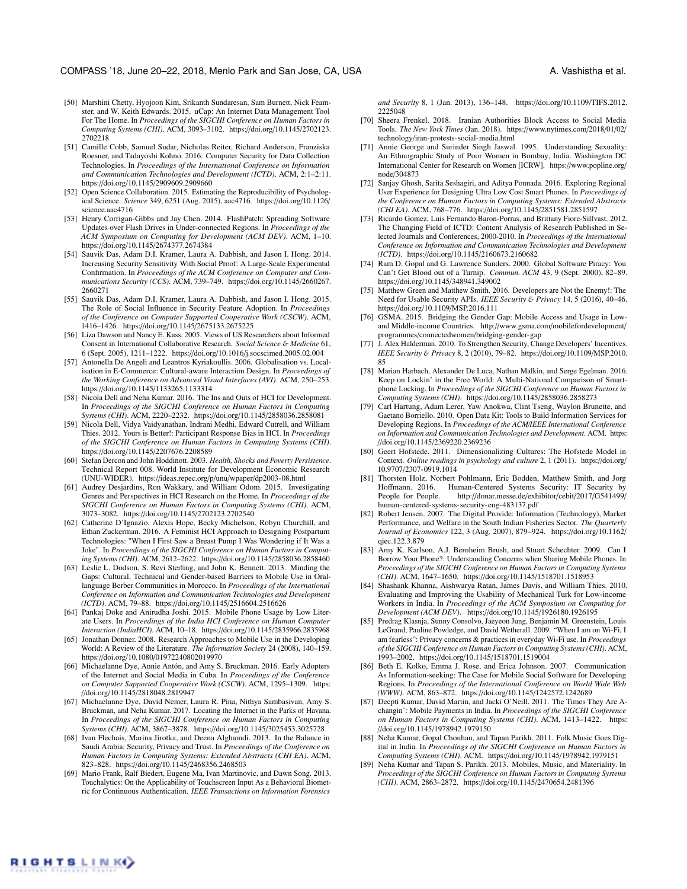[50] Marshini Chetty, Hyojoon Kim, Srikanth Sundaresan, Sam Burnett, Nick Feamster, and W. Keith Edwards. 2015. uCap: An Internet Data Management Tool For The Home. In *Proceedings of the SIGCHI Conference on Human Factors in Computing Systems (CHI)*. ACM, 3093–3102. https://doi.org/10.1145/2702123.2702218

[51] Camille Cobb, Samuel Sudar, Nicholas Reiter, Richard Anderson, Franziska Roesner, and Tadayoshi Kohno. 2016. Computer Security for Data Collection Technologies. In *Proceedings of the International Conference on Information and Communication Technologies and Development (ICTD)*. ACM, 2:1–2:11. https://doi.org/10.1145/2909609.2909660

[52] Open Science Collaboration. 2015. Estimating the Reproducibility of Psychological Science. *Science* 349, 6251 (Aug. 2015), aac4716. https://doi.org/10.1126/science.aac4716

[53] Henry Corrigan-Gibbs and Jay Chen. 2014. FlashPatch: Spreading Software Updates over Flash Drives in Under-connected Regions. In *Proceedings of the ACM Symposium on Computing for Development (ACM DEV)*. ACM, 1–10. https://doi.org/10.1145/2674377.2674384

[54] Sauvik Das, Adam D.I. Kramer, Laura A. Dabbish, and Jason I. Hong. 2014. Increasing Security Sensitivity With Social Proof: A Large-Scale Experimental Confirmation. In *Proceedings of the ACM Conference on Computer and Communications Security (CCS)*. ACM, 739–749. https://doi.org/10.1145/2660267.2660271

[55] Sauvik Das, Adam D.I. Kramer, Laura A. Dabbish, and Jason I. Hong. 2015. The Role of Social Influence in Security Feature Adoption. In *Proceedings of the Conference on Computer Supported Cooperative Work (CSCW)*. ACM, 1416–1426. https://doi.org/10.1145/2675133.2675225

[56] Liza Dawson and Nancy E. Kass. 2005. Views of US Researchers about Informed Consent in International Collaborative Research. *Social Science & Medicine* 61, 6 (Sept. 2005), 1211–1222. https://doi.org/10.1016/j.socscimed.2005.02.004

[57] Antonella De Angeli and Leantros Kyriakoullis. 2006. Globalisation vs. Localisation in E-Commerce: Cultural-aware Interaction Design. In *Proceedings of the Working Conference on Advanced Visual Interfaces (AVI)*. ACM, 250–253. https://doi.org/10.1145/1133265.1133314

[58] Nicola Dell and Neha Kumar. 2016. The Ins and Outs of HCI for Development. In *Proceedings of the SIGCHI Conference on Human Factors in Computing Systems (CHI)*. ACM, 2220–2232. https://doi.org/10.1145/2858036.2858081

[59] Nicola Dell, Vidya Vaidyanathan, Indrani Medhi, Edward Cutrell, and William Thies. 2012. Yours is Better!: Participant Response Bias in HCI. In *Proceedings of the SIGCHI Conference on Human Factors in Computing Systems (CHI)*. https://doi.org/10.1145/2207676.2208589

[60] Stefan Dercon and John Hoddinott. 2003. *Health, Shocks and Poverty Persistence*. Technical Report 008. World Institute for Development Economic Research (UNU-WIDER). https://ideas.repec.org/p/unu/wpaper/dp2003-08.html

[61] Audrey Desjardins, Ron Wakkary, and William Odom. 2015. Investigating Genres and Perspectives in HCI Research on the Home. In *Proceedings of the SIGCHI Conference on Human Factors in Computing Systems (CHI)*. ACM, 3073–3082. https://doi.org/10.1145/2702123.2702540

[62] Catherine D'Ignazio, Alexis Hope, Becky Michelson, Robyn Churchill, and Ethan Zuckerman. 2016. A Feminist HCI Approach to Designing Postpartum Technologies: "When I First Saw a Breast Pump I Was Wondering if It Was a Joke". In *Proceedings of the SIGCHI Conference on Human Factors in Computing Systems (CHI)*. ACM, 2612–2622. https://doi.org/10.1145/2858036.2858460

[63] Leslie L. Dodson, S. Revi Sterling, and John K. Bennett. 2013. Minding the Gaps: Cultural, Technical and Gender-based Barriers to Mobile Use in Oral-language Berber Communities in Morocco. In *Proceedings of the International Conference on Information and Communication Technologies and Development (ICTD)*. ACM, 79–88. https://doi.org/10.1145/2516604.2516626

[64] Pankaj Doke and Anirudha Joshi. 2015. Mobile Phone Usage by Low Literate Users. In *Proceedings of the India HCI Conference on Human Computer Interaction (IndiaHCI)*. ACM, 10–18. https://doi.org/10.1145/2835966.2835968

[65] Jonathan Donner. 2008. Research Approaches to Mobile Use in the Developing World: A Review of the Literature. *The Information Society* 24 (2008), 140–159. https://doi.org/10.1080/01972240802019970

[66] Michaelanne Dye, Annie Antón, and Amy S. Bruckman. 2016. Early Adopters of the Internet and Social Media in Cuba. In *Proceedings of the Conference on Computer Supported Cooperative Work (CSCW)*. ACM, 1295–1309. https://doi.org/10.1145/2818048.2819947

[67] Michaelanne Dye, David Nemer, Laura R. Pina, Nithya Sambasivan, Amy S. Bruckman, and Neha Kumar. 2017. Locating the Internet in the Parks of Havana. In *Proceedings of the SIGCHI Conference on Human Factors in Computing Systems (CHI)*. ACM, 3867–3878. https://doi.org/10.1145/3025453.3025728

[68] Ivan Flechais, Marina Jirotka, and Deena Alghamdi. 2013. In the Balance in Saudi Arabia: Security, Privacy and Trust. In *Proceedings of the Conference on Human Factors in Computing Systems: Extended Abstracts (CHI EA)*. ACM, 823–828. https://doi.org/10.1145/2468356.2468503

[69] Mario Frank, Ralf Biedert, Eugene Ma, Ivan Martinovic, and Dawn Song. 2013. Touchalytics: On the Applicability of Touchscreen Input As a Behavioral Biometric for Continuous Authentication. *IEEE Transactions on Information Forensics and Security* 8, 1 (Jan. 2013), 136–148. https://doi.org/10.1109/TIFS.2012.2225048

[70] Sheera Frenkel. 2018. Iranian Authorities Block Access to Social Media Tools. *The New York Times* (Jan. 2018). https://www.nytimes.com/2018/01/02/technology/iran-protests-social-media.html

[71] Annie George and Surinder Singh Jaswal. 1995. Understanding Sexuality: An Ethnographic Study of Poor Women in Bombay, India. Washington DC International Center for Research on Women [ICRW]. https://www.popline.org/node/304873

[72] Sanjay Ghosh, Sarita Seshagiri, and Aditya Ponnada. 2016. Exploring Regional User Experience for Designing Ultra Low Cost Smart Phones. In *Proceedings of the Conference on Human Factors in Computing Systems: Extended Abstracts (CHI EA)*. ACM, 768–776. https://doi.org/10.1145/2851581.2851597

[73] Ricardo Gomez, Luis Fernando Baron-Porras, and Brittany Fiore-Silfvast. 2012. The Changing Field of ICTD: Content Analysis of Research Published in Selected Journals and Conferences, 2000-2010. In *Proceedings of the International Conference on Information and Communication Technologies and Development (ICTD)*. https://doi.org/10.1145/2160673.2160682

[74] Ram D. Gopal and G. Lawrence Sanders. 2000. Global Software Piracy: You Can't Get Blood out of a Turnip. *Commun. ACM* 43, 9 (Sept. 2000), 82–89. https://doi.org/10.1145/348941.349002

[75] Matthew Green and Matthew Smith. 2016. Developers are Not the Enemy!: The Need for Usable Security APIs. *IEEE Security & Privacy* 14, 5 (2016), 40–46. https://doi.org/10.1109/MSP.2016.111

[76] GSMA. 2015. Bridging the Gender Gap: Mobile Access and Usage in Low- and Middle-income Countries. http://www.gsma.com/mobilefordevelopment/programmes/connectedwomen/bridging-gender-gap

[77] J. Alex Halderman. 2010. To Strengthen Security, Change Developers' Incentives. *IEEE Security & Privacy* 8, 2 (2010), 79–82. https://doi.org/10.1109/MSP.2010.85

[78] Marian Harbach, Alexander De Luca, Nathan Malkin, and Serge Egelman. 2016. Keep on Lockin' in the Free World: A Multi-National Comparison of Smartphone Locking. In *Proceedings of the SIGCHI Conference on Human Factors in Computing Systems (CHI)*. https://doi.org/10.1145/2858036.2858273

[79] Carl Hartung, Adam Lerer, Yaw Anokwa, Clint Tseng, Waylon Brunette, and Gaetano Borriello. 2010. Open Data Kit: Tools to Build Information Services for Developing Regions. In *Proceedings of the ACM/IEEE International Conference on Information and Communication Technologies and Development*. ACM. https://doi.org/10.1145/2369220.2369236

[80] Geert Hofstede. 2011. Dimensionalizing Cultures: The Hofstede Model in Context. *Online readings in psychology and culture* 2, 1 (2011). https://doi.org/10.9707/2307-0919.1014

[81] Thorsten Holz, Norbert Pohlmann, Eric Bodden, Matthew Smith, and Jorg Hoffmann. 2016. Human-Centered Systems Security: IT Security by People for People. http://donar.messe.de/exhibitor/cebit/2017/G541499/human-centered-systems-security-eng-483137.pdf

[82] Robert Jensen. 2007. The Digital Provide: Information (Technology), Market Performance, and Welfare in the South Indian Fisheries Sector. *The Quarterly Journal of Economics* 122, 3 (Aug. 2007), 879–924. https://doi.org/10.1162/qjec.122.3.879

[83] Amy K. Karlson, A.J. Bernheim Brush, and Stuart Schechter. 2009. Can I Borrow Your Phone?: Understanding Concerns when Sharing Mobile Phones. In *Proceedings of the SIGCHI Conference on Human Factors in Computing Systems (CHI)*. ACM, 1647–1650. https://doi.org/10.1145/1518701.1518953

[84] Shashank Khanna, Aishwarya Ratan, James Davis, and William Thies. 2010. Evaluating and Improving the Usability of Mechanical Turk for Low-income Workers in India. In *Proceedings of the ACM Symposium on Computing for Development (ACM DEV)*. https://doi.org/10.1145/1926180.1926195

[85] Predrag Klasnja, Sunny Consolvo, Jaeyeon Jung, Benjamin M. Greenstein, Louis LeGrand, Pauline Powledge, and David Wetherall. 2009. "When I am on Wi-Fi, I am fearless": Privacy concerns & practices in everyday Wi-Fi use. In *Proceedings of the SIGCHI Conference on Human Factors in Computing Systems (CHI)*. ACM, 1993–2002. https://doi.org/10.1145/1518701.1519004

[86] Beth E. Kolko, Emma J. Rose, and Erica Johnson. 2007. Communication As Information-seeking: The Case for Mobile Social Software for Developing Regions. In *Proceedings of the International Conference on World Wide Web (WWW)*. ACM, 863–872. https://doi.org/10.1145/1242572.1242689

[87] Deepti Kumar, David Martin, and Jacki O'Neill. 2011. The Times They Are A-changin': Mobile Payments in India. In *Proceedings of the SIGCHI Conference on Human Factors in Computing Systems (CHI)*. ACM, 1413–1422. https://doi.org/10.1145/1978942.1979150

[88] Neha Kumar, Gopal Chouhan, and Tapan Parikh. 2011. Folk Music Goes Digital in India. In *Proceedings of the SIGCHI Conference on Human Factors in Computing Systems (CHI)*. ACM. https://doi.org/10.1145/1978942.1979151

[89] Neha Kumar and Tapan S. Parikh. 2013. Mobiles, Music, and Materiality. In *Proceedings of the SIGCHI Conference on Human Factors in Computing Systems (CHI)*. ACM, 2863–2872. https://doi.org/10.1145/2470654.2481396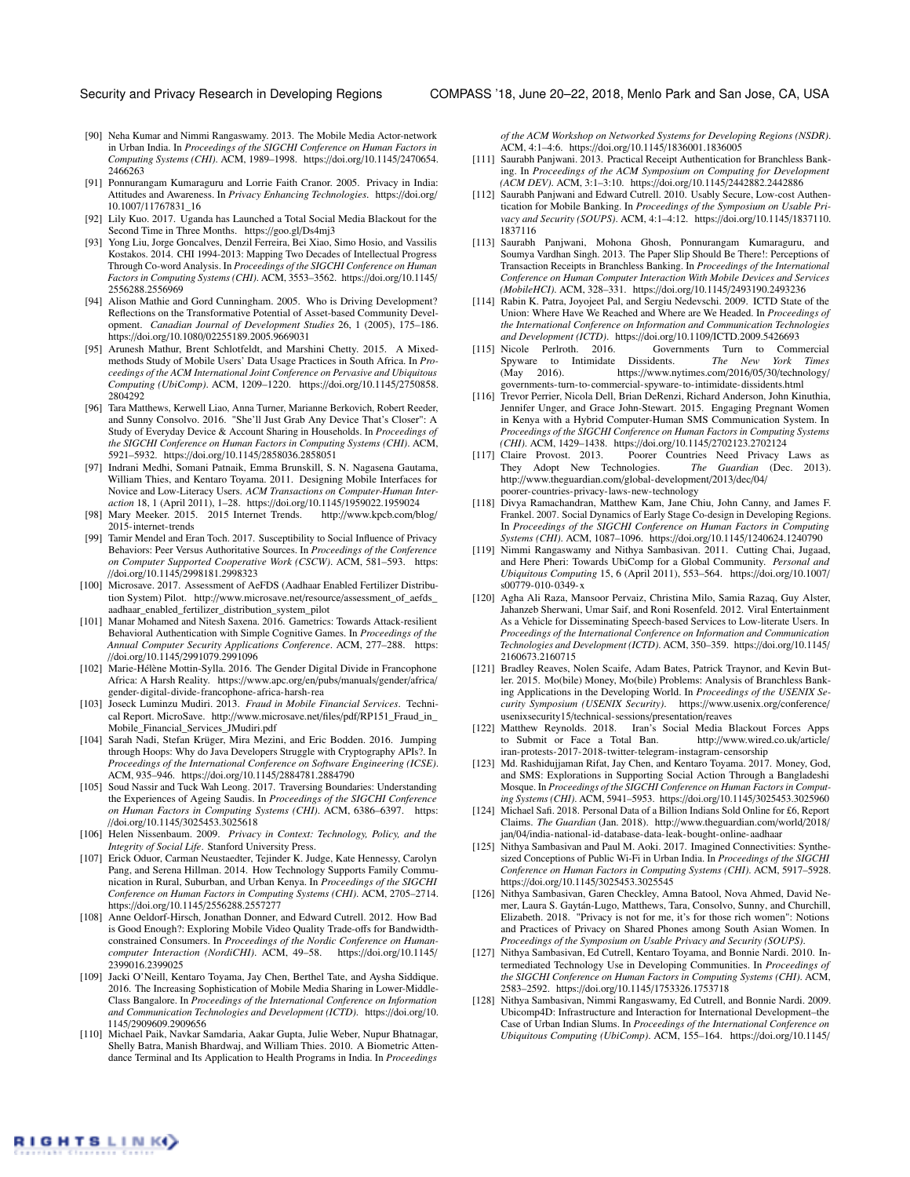[90] Neha Kumar and Nimmi Rangaswamy. 2013. The Mobile Media Actor-network in Urban India. In *Proceedings of the SIGCHI Conference on Human Factors in Computing Systems (CHI)*. ACM, 1989–1998. https://doi.org/10.1145/2470654.2466263

[91] Ponnurangam Kumaraguru and Lorrie Faith Cranor. 2005. Privacy in India: Attitudes and Awareness. In *Privacy Enhancing Technologies*. https://doi.org/10.1007/11767831_16

[92] Lily Kuo. 2017. Uganda has Launched a Total Social Media Blackout for the Second Time in Three Months. https://goo.gl/Ds4mj3

[93] Yong Liu, Jorge Goncalves, Denzil Ferreira, Bei Xiao, Simo Hosio, and Vassilis Kostakos. 2014. CHI 1994-2013: Mapping Two Decades of Intellectual Progress Through Co-word Analysis. In *Proceedings of the SIGCHI Conference on Human Factors in Computing Systems (CHI)*. ACM, 3553–3562. https://doi.org/10.1145/2556288.2556969

[94] Alison Mathie and Gord Cunningham. 2005. Who is Driving Development? Reflections on the Transformative Potential of Asset-based Community Development. *Canadian Journal of Development Studies* 26, 1 (2005), 175–186. https://doi.org/10.1080/02255189.2005.9669031

[95] Arunesh Mathur, Brent Schlotfeldt, and Marshini Chetty. 2015. A Mixed-methods Study of Mobile Users' Data Usage Practices in South Africa. In *Proceedings of the ACM International Joint Conference on Pervasive and Ubiquitous Computing (UbiComp)*. ACM, 1209–1220. https://doi.org/10.1145/2750858.2804292

[96] Tara Matthews, Kerwell Liao, Anna Turner, Marianne Berkovich, Robert Reeder, and Sunny Consolvo. 2016. "She'll Just Grab Any Device That's Closer": A Study of Everyday Device & Account Sharing in Households. In *Proceedings of the SIGCHI Conference on Human Factors in Computing Systems (CHI)*. ACM, 5921–5932. https://doi.org/10.1145/2858036.2858051

[97] Indrani Medhi, Somani Patnaik, Emma Brunskill, S. N. Nagasena Gautama, William Thies, and Kentaro Toyama. 2011. Designing Mobile Interfaces for Novice and Low-Literacy Users. *ACM Transactions on Computer-Human Interaction* 18, 1 (April 2011), 1–28. https://doi.org/10.1145/1959022.1959024

[98] Mary Meeker. 2015. 2015 Internet Trends. http://www.kpcb.com/blog/2015-internet-trends

[99] Tamir Mendel and Eran Toch. 2017. Susceptibility to Social Influence of Privacy Behaviors: Peer Versus Authoritative Sources. In *Proceedings of the ACM Conference on Computer Supported Cooperative Work (CSCW)*. ACM, 581–593. https://doi.org/10.1145/2998181.2998323

[100] Microsave. 2017. Assessment of AeFDS (Aadhaar Enabled Fertilizer Distribution System) Pilot. http://www.microsave.net/resource/assessment_of_aefds_aadhaar_enabled_fertilizer_distribution_system_pilot

[101] Manar Mohamed and Nitesh Saxena. 2016. Gametrics: Towards Attack-resilient Behavioral Authentication with Simple Cognitive Games. In *Proceedings of the Annual Computer Security Applications Conference*. ACM, 277–288. https://doi.org/10.1145/2991079.2991096

[102] Marie-Hélène Mottin-Sylla. 2016. The Gender Digital Divide in Francophone Africa: A Harsh Reality. https://www.apc.org/en/pubs/manuals/gender/africa/gender-digital-divide-francophone-africa-harsh-rea

[103] Joseck Luminzu Mudiri. 2013. *Fraud in Mobile Financial Services*. Technical Report. MicroSave. http://www.microsave.net/files/pdf/RP151_Fraud_in_Mobile_Financial_Services_JMudiri.pdf

[104] Sarah Nadi, Stefan Krüger, Mira Mezini, and Eric Bodden. 2016. Jumping through Hoops: Why do Java Developers Struggle with Cryptography APIs?. In *Proceedings of the International Conference on Software Engineering (ICSE)*. ACM, 935–946. https://doi.org/10.1145/2884781.2884790

[105] Soud Nassir and Tuck Wah Leong. 2017. Traversing Boundaries: Understanding the Experiences of Ageing Saudis. In *Proceedings of the SIGCHI Conference on Human Factors in Computing Systems (CHI)*. ACM, 6386–6397. https://doi.org/10.1145/3025453.3025618

[106] Helen Nissenbaum. 2009. *Privacy in Context: Technology, Policy, and the Integrity of Social Life*. Stanford University Press.

[107] Erick Oduor, Carman Neustaedter, Tejinder K. Judge, Kate Hennessy, Carolyn Pang, and Serena Hillman. 2014. How Technology Supports Family Communication in Rural, Suburban, and Urban Kenya. In *Proceedings of the SIGCHI Conference on Human Factors in Computing Systems (CHI)*. ACM, 2705–2714. https://doi.org/10.1145/2556288.2557277

[108] Anne Oeldorf-Hirsch, Jonathan Donner, and Edward Cutrell. 2012. How Bad is Good Enough?: Exploring Mobile Video Quality Trade-offs for Bandwidth-constrained Consumers. In *Proceedings of the Nordic Conference on Human-computer Interaction (NordiCHI)*. ACM, 49–58. https://doi.org/10.1145/2399016.2399025

[109] Jacki O'Neill, Kentaro Toyama, Jay Chen, Berthel Tate, and Aysha Siddique. 2016. The Increasing Sophistication of Mobile Media Sharing in Lower-Middle-Class Bangalore. In *Proceedings of the International Conference on Information and Communication Technologies and Development (ICTD)*. https://doi.org/10.1145/2909609.2909656

[110] Michael Paik, Navkar Samdaria, Aakar Gupta, Julie Weber, Nupur Bhatnagar, Shelly Batra, Manish Bhardwaj, and William Thies. 2010. A Biometric Attendance Terminal and Its Application to Health Programs in India. In *Proceedings of the ACM Workshop on Networked Systems for Developing Regions (NSDR)*. ACM, 4:1–4:6. https://doi.org/10.1145/1836001.1836005

[111] Saurabh Panjwani. 2013. Practical Receipt Authentication for Branchless Banking. In *Proceedings of the ACM Symposium on Computing for Development (ACM DEV)*. ACM, 3:1–3:10. https://doi.org/10.1145/2442882.2442886

[112] Saurabh Panjwani and Edward Cutrell. 2010. Usably Secure, Low-cost Authentication for Mobile Banking. In *Proceedings of the Symposium on Usable Privacy and Security (SOUPS)*. ACM, 4:1–4:12. https://doi.org/10.1145/1837110.1837116

[113] Saurabh Panjwani, Mohona Ghosh, Ponnurangam Kumaraguru, and Soumya Vardhan Singh. 2013. The Paper Slip Should Be There!: Perceptions of Transaction Receipts in Branchless Banking. In *Proceedings of the International Conference on Human Computer Interaction With Mobile Devices and Services (MobileHCI)*. ACM, 328–331. https://doi.org/10.1145/2493190.2493236

[114] Rabin K. Patra, Joyojeet Pal, and Sergiu Nedevschi. 2009. ICTD State of the Union: Where Have We Reached and Where are We Headed. In *Proceedings of the International Conference on Information and Communication Technologies and Development (ICTD)*. https://doi.org/10.1109/ICTD.2009.5426693

[115] Nicole Perlroth. 2016. Governments Turn to Commercial Spyware to Intimidate Dissidents. *The New York Times* (May 2016). https://www.nytimes.com/2016/05/30/technology/governments-turn-to-commercial-spyware-to-intimidate-dissidents.html

[116] Trevor Perrier, Nicola Dell, Brian DeRenzi, Richard Anderson, John Kinuthia, Jennifer Unger, and Grace John-Stewart. 2015. Engaging Pregnant Women in Kenya with a Hybrid Computer-Human SMS Communication System. In *Proceedings of the SIGCHI Conference on Human Factors in Computing Systems (CHI)*. ACM, 1429–1438. https://doi.org/10.1145/2702123.2702124

[117] Claire Provost. 2013. Poorer Countries Need Privacy Laws as They Adopt New Technologies. *The Guardian* (Dec. 2013). http://www.theguardian.com/global-development/2013/dec/04/poorer-countries-privacy-laws-new-technology

[118] Divya Ramachandran, Matthew Kam, Jane Chiu, John Canny, and James F. Frankel. 2007. Social Dynamics of Early Stage Co-design in Developing Regions. In *Proceedings of the SIGCHI Conference on Human Factors in Computing Systems (CHI)*. ACM, 1087–1096. https://doi.org/10.1145/1240624.1240790

[119] Nimmi Rangaswamy and Nithya Sambasivan. 2011. Cutting Chai, Jugaad, and Here Pheri: Towards UbiComp for a Global Community. *Personal and Ubiquitous Computing* 15, 6 (April 2011), 553–564. https://doi.org/10.1007/s00779-010-0349-x

[120] Agha Ali Raza, Mansoor Pervaiz, Christina Milo, Samia Razaq, Guy Alster, Jahanzeb Sherwani, Umar Saif, and Roni Rosenfeld. 2012. Viral Entertainment As a Vehicle for Disseminating Speech-based Services to Low-literate Users. In *Proceedings of the International Conference on Information and Communication Technologies and Development (ICTD)*. ACM, 350–359. https://doi.org/10.1145/2160673.2160715

[121] Bradley Reaves, Nolen Scaife, Adam Bates, Patrick Traynor, and Kevin Butler. 2015. Mo(bile) Money, Mo(bile) Problems: Analysis of Branchless Banking Applications in the Developing World. In *Proceedings of the USENIX Security Symposium (USENIX Security)*. https://www.usenix.org/conference/usenixsecurity15/technical-sessions/presentation/reaves

[122] Matthew Reynolds. 2018. Iran's Social Media Blackout Forces Apps to Submit or Face a Total Ban. http://www.wired.co.uk/article/iran-protests-2017-2018-twitter-telegram-instagram-censorship

[123] Md. Rashidujjaman Rifat, Jay Chen, and Kentaro Toyama. 2017. Money, God, and SMS: Explorations in Supporting Social Action Through a Bangladeshi Mosque. In *Proceedings of the SIGCHI Conference on Human Factors in Computing Systems (CHI)*. ACM, 5941–5953. https://doi.org/10.1145/3025453.3025960

[124] Michael Safi. 2018. Personal Data of a Billion Indians Sold Online for £6, Report Claims. *The Guardian* (Jan. 2018). http://www.theguardian.com/world/2018/jan/04/india-national-id-database-data-leak-bought-online-aadhaar

[125] Nithya Sambasivan and Paul M. Aoki. 2017. Imagined Connectivities: Synthesized Conceptions of Public Wi-Fi in Urban India. In *Proceedings of the SIGCHI Conference on Human Factors in Computing Systems (CHI)*. ACM, 5917–5928. https://doi.org/10.1145/3025453.3025545

[126] Nithya Sambasivan, Garen Checkley, Amna Batool, Nova Ahmed, David Nemer, Laura S. Gaytán-Lugo, Matthews, Tara, Consolvo, Sunny, and Churchill, Elizabeth. 2018. "Privacy is not for me, it's for those rich women": Notions and Practices of Privacy on Shared Phones among South Asian Women. In *Proceedings of the Symposium on Usable Privacy and Security (SOUPS)*.

[127] Nithya Sambasivan, Ed Cutrell, Kentaro Toyama, and Bonnie Nardi. 2010. Intermediated Technology Use in Developing Communities. In *Proceedings of the SIGCHI Conference on Human Factors in Computing Systems (CHI)*. ACM, 2583–2592. https://doi.org/10.1145/1753326.1753718

[128] Nithya Sambasivan, Nimmi Rangaswamy, Ed Cutrell, and Bonnie Nardi. 2009. Ubicomp4D: Infrastructure and Interaction for International Development–the Case of Urban Indian Slums. In *Proceedings of the International Conference on Ubiquitous Computing (UbiComp)*. ACM, 155–164. https://doi.org/10.1145/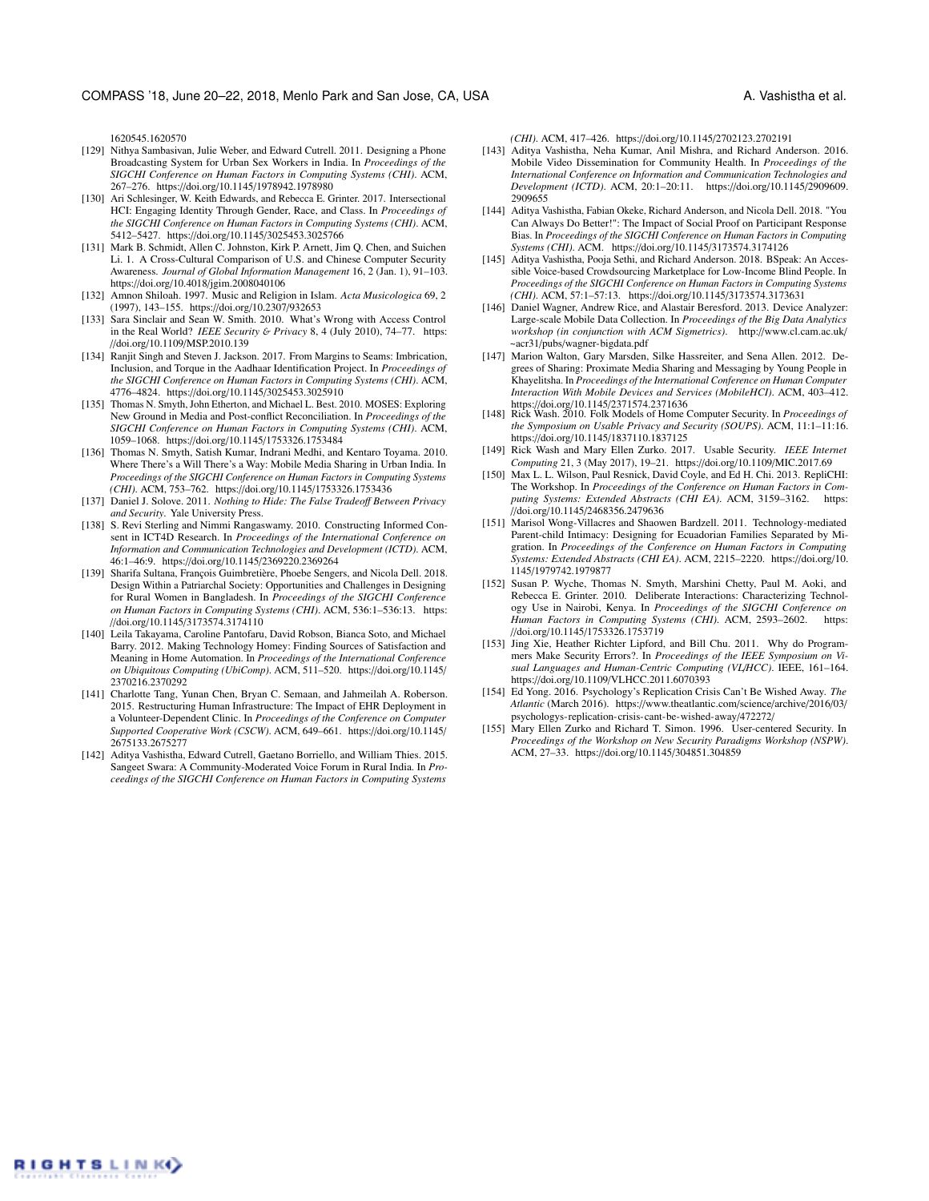1620545.1620570

[129] Nithya Sambasivan, Julie Weber, and Edward Cutrell. 2011. Designing a Phone Broadcasting System for Urban Sex Workers in India. In *Proceedings of the SIGCHI Conference on Human Factors in Computing Systems (CHI)*. ACM, 267–276. https://doi.org/10.1145/1978942.1978980

[130] Ari Schlesinger, W. Keith Edwards, and Rebecca E. Grinter. 2017. Intersectional HCI: Engaging Identity Through Gender, Race, and Class. In *Proceedings of the SIGCHI Conference on Human Factors in Computing Systems (CHI)*. ACM, 5412–5427. https://doi.org/10.1145/3025453.3025766

[131] Mark B. Schmidt, Allen C. Johnston, Kirk P. Arnett, Jim Q. Chen, and Suichen Li. 1. A Cross-Cultural Comparison of U.S. and Chinese Computer Security Awareness. *Journal of Global Information Management* 16, 2 (Jan. 1), 91–103. https://doi.org/10.4018/jgim.2008040106

[132] Amnon Shiloah. 1997. Music and Religion in Islam. *Acta Musicologica* 69, 2 (1997), 143–155. https://doi.org/10.2307/932653

[133] Sara Sinclair and Sean W. Smith. 2010. What's Wrong with Access Control in the Real World? *IEEE Security & Privacy* 8, 4 (July 2010), 74–77. https://doi.org/10.1109/MSP.2010.139

[134] Ranjit Singh and Steven J. Jackson. 2017. From Margins to Seams: Imbrication, Inclusion, and Torque in the Aadhaar Identification Project. In *Proceedings of the SIGCHI Conference on Human Factors in Computing Systems (CHI)*. ACM, 4776–4824. https://doi.org/10.1145/3025453.3025910

[135] Thomas N. Smyth, John Etherton, and Michael L. Best. 2010. MOSES: Exploring New Ground in Media and Post-conflict Reconciliation. In *Proceedings of the SIGCHI Conference on Human Factors in Computing Systems (CHI)*. ACM, 1059–1068. https://doi.org/10.1145/1753326.1753484

[136] Thomas N. Smyth, Satish Kumar, Indrani Medhi, and Kentaro Toyama. 2010. Where There's a Will There's a Way: Mobile Media Sharing in Urban India. In *Proceedings of the SIGCHI Conference on Human Factors in Computing Systems (CHI)*. ACM, 753–762. https://doi.org/10.1145/1753326.1753436

[137] Daniel J. Solove. 2011. *Nothing to Hide: The False Tradeoff Between Privacy and Security*. Yale University Press.

[138] S. Revi Sterling and Nimmi Rangaswamy. 2010. Constructing Informed Consent in ICT4D Research. In *Proceedings of the International Conference on Information and Communication Technologies and Development (ICTD)*. ACM, 46:1–46:9. https://doi.org/10.1145/2369220.2369264

[139] Sharifa Sultana, François Guimbretière, Phoebe Sengers, and Nicola Dell. 2018. Design Within a Patriarchal Society: Opportunities and Challenges in Designing for Rural Women in Bangladesh. In *Proceedings of the SIGCHI Conference on Human Factors in Computing Systems (CHI)*. ACM, 536:1–536:13. https://doi.org/10.1145/3173574.3174110

[140] Leila Takayama, Caroline Pantofaru, David Robson, Bianca Soto, and Michael Barry. 2012. Making Technology Homey: Finding Sources of Satisfaction and Meaning in Home Automation. In *Proceedings of the International Conference on Ubiquitous Computing (UbiComp)*. ACM, 511–520. https://doi.org/10.1145/2370216.2370292

[141] Charlotte Tang, Yunan Chen, Bryan C. Semaan, and Jahmeilah A. Roberson. 2015. Restructuring Human Infrastructure: The Impact of EHR Deployment in a Volunteer-Dependent Clinic. In *Proceedings of the Conference on Computer Supported Cooperative Work (CSCW)*. ACM, 649–661. https://doi.org/10.1145/2675133.2675277

[142] Aditya Vashistha, Edward Cutrell, Gaetano Borriello, and William Thies. 2015. Sangeet Swara: A Community-Moderated Voice Forum in Rural India. In *Proceedings of the SIGCHI Conference on Human Factors in Computing Systems (CHI)*. ACM, 417–426. https://doi.org/10.1145/2702123.2702191

[143] Aditya Vashistha, Neha Kumar, Anil Mishra, and Richard Anderson. 2016. Mobile Video Dissemination for Community Health. In *Proceedings of the International Conference on Information and Communication Technologies and Development (ICTD)*. ACM, 20:1–20:11. https://doi.org/10.1145/2909609.2909655

[144] Aditya Vashistha, Fabian Okeke, Richard Anderson, and Nicola Dell. 2018. "You Can Always Do Better!": The Impact of Social Proof on Participant Response Bias. In *Proceedings of the SIGCHI Conference on Human Factors in Computing Systems (CHI)*. ACM. https://doi.org/10.1145/3173574.3174126

[145] Aditya Vashistha, Pooja Sethi, and Richard Anderson. 2018. BSpeak: An Accessible Voice-based Crowdsourcing Marketplace for Low-Income Blind People. In *Proceedings of the SIGCHI Conference on Human Factors in Computing Systems (CHI)*. ACM, 57:1–57:13. https://doi.org/10.1145/3173574.3173631

[146] Daniel Wagner, Andrew Rice, and Alastair Beresford. 2013. Device Analyzer: Large-scale Mobile Data Collection. In *Proceedings of the Big Data Analytics workshop (in conjunction with ACM Sigmetrics)*. http://www.cl.cam.ac.uk/~acr31/pubs/wagner-bigdata.pdf

[147] Marion Walton, Gary Marsden, Silke Hassreiter, and Sena Allen. 2012. Degrees of Sharing: Proximate Media Sharing and Messaging by Young People in Khayelitsha. In *Proceedings of the International Conference on Human Computer Interaction With Mobile Devices and Services (MobileHCI)*. ACM, 403–412. https://doi.org/10.1145/2371574.2371636

[148] Rick Wash. 2010. Folk Models of Home Computer Security. In *Proceedings of the Symposium on Usable Privacy and Security (SOUPS)*. ACM, 11:1–11:16. https://doi.org/10.1145/1837110.1837125

[149] Rick Wash and Mary Ellen Zurko. 2017. Usable Security. *IEEE Internet Computing* 21, 3 (May 2017), 19–21. https://doi.org/10.1109/MIC.2017.69

[150] Max L. L. Wilson, Paul Resnick, David Coyle, and Ed H. Chi. 2013. RepliCHI: The Workshop. In *Proceedings of the Conference on Human Factors in Computing Systems: Extended Abstracts (CHI EA)*. ACM, 3159–3162. https://doi.org/10.1145/2468356.2479636

[151] Marisol Wong-Villacres and Shaowen Bardzell. 2011. Technology-mediated Parent-child Intimacy: Designing for Ecuadorian Families Separated by Migration. In *Proceedings of the Conference on Human Factors in Computing Systems: Extended Abstracts (CHI EA)*. ACM, 2215–2220. https://doi.org/10.1145/1979742.1979877

[152] Susan P. Wyche, Thomas N. Smyth, Marshini Chetty, Paul M. Aoki, and Rebecca E. Grinter. 2010. Deliberate Interactions: Characterizing Technology Use in Nairobi, Kenya. In *Proceedings of the SIGCHI Conference on Human Factors in Computing Systems (CHI)*. ACM, 2593–2602. https://doi.org/10.1145/1753326.1753719

[153] Jing Xie, Heather Richter Lipford, and Bill Chu. 2011. Why do Programmers Make Security Errors?. In *Proceedings of the IEEE Symposium on Visual Languages and Human-Centric Computing (VL/HCC)*. IEEE, 161–164. https://doi.org/10.1109/VLHCC.2011.6070393

[154] Ed Yong. 2016. Psychology's Replication Crisis Can't Be Wished Away. *The Atlantic* (March 2016). https://www.theatlantic.com/science/archive/2016/03/psychologys-replication-crisis-cant-be-wished-away/472272/

[155] Mary Ellen Zurko and Richard T. Simon. 1996. User-centered Security. In *Proceedings of the Workshop on New Security Paradigms Workshop (NSPW)*. ACM, 27–33. https://doi.org/10.1145/304851.304859